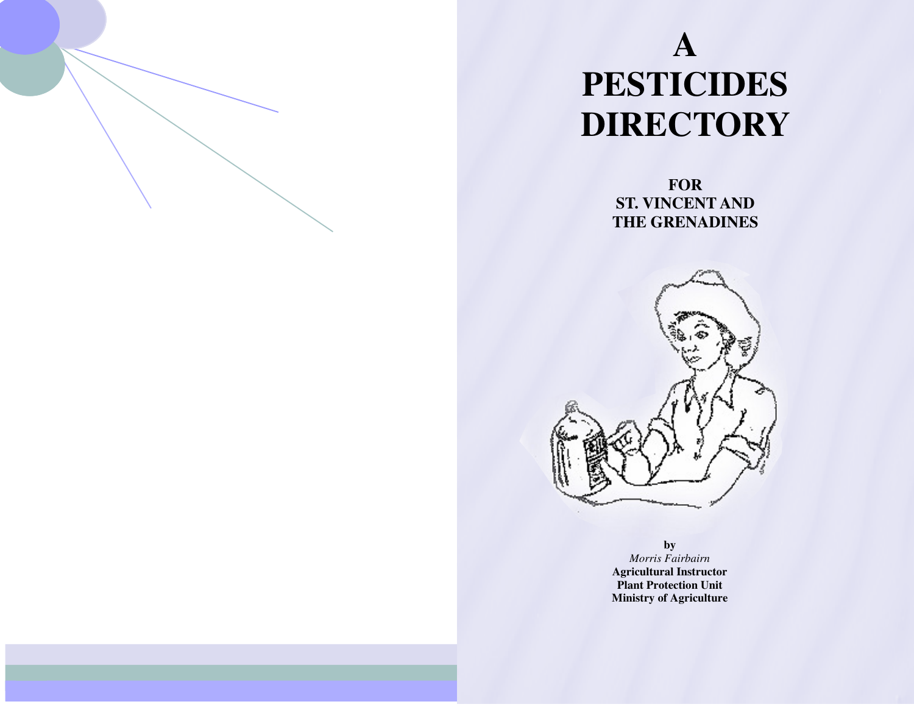# A PESTICIDES DIRECTORY

**FOR ST. VINCENT AND THE GRENADINES**

**by**

*Morris Fairbairn*

**Agricultural Instructor**
**Plant Protection Unit**
**Ministry of Agriculture**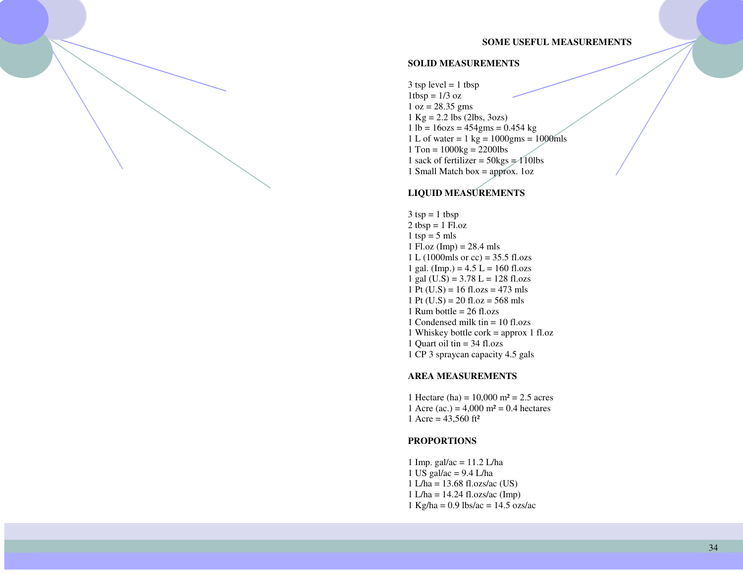## SOME USEFUL MEASUREMENTS

### SOLID MEASUREMENTS

3 tsp level = 1 tbsp
1tbsp = 1/3 oz
1 oz = 28.35 gms
1 Kg = 2.2 lbs (2lbs, 3ozs)
1 lb = 16ozs = 454gms = 0.454 kg
1 L of water = 1 kg = 1000gms = 1000mls
1 Ton = 1000kg = 2200lbs
1 sack of fertilizer = 50kgs = 110lbs
1 Small Match box = approx. 1oz

### LIQUID MEASUREMENTS

3 tsp = 1 tbsp
2 tbsp = 1 Fl.oz
1 tsp = 5 mls
1 Fl.oz (Imp) = 28.4 mls
1 L (1000mls or cc) = 35.5 fl.ozs
1 gal. (Imp.) = 4.5 L = 160 fl.ozs
1 gal (U.S) = 3.78 L = 128 fl.ozs
1 Pt (U.S) = 16 fl.ozs = 473 mls
1 Pt (U.S) = 20 fl.oz = 568 mls
1 Rum bottle = 26 fl.ozs
1 Condensed milk tin = 10 fl.ozs
1 Whiskey bottle cork = approx 1 fl.oz
1 Quart oil tin = 34 fl.ozs
1 CP 3 spraycan capacity 4.5 gals

### AREA MEASUREMENTS

1 Hectare (ha) = 10,000 m² = 2.5 acres
1 Acre (ac.) = 4,000 m² = 0.4 hectares
1 Acre = 43,560 ft²

### PROPORTIONS

1 Imp. gal/ac = 11.2 L/ha
1 US gal/ac = 9.4 L/ha
1 L/ha = 13.68 fl.ozs/ac (US)
1 L/ha = 14.24 fl.ozs/ac (Imp)
1 Kg/ha = 0.9 lbs/ac = 14.5 ozs/ac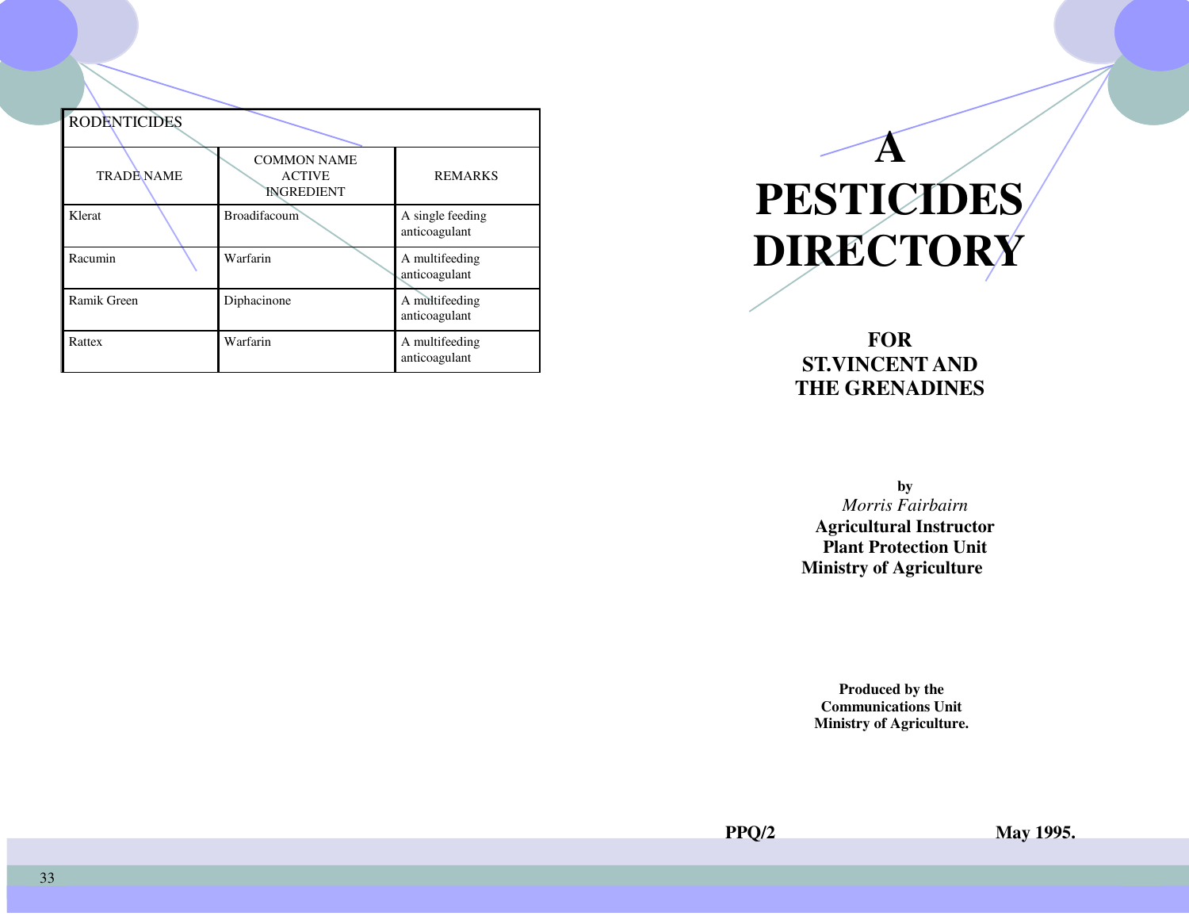| RODENTICIDES | | |
|---|---|---|
| TRADE NAME | COMMON NAME ACTIVE INGREDIENT | REMARKS |
| Klerat | Broadifacoum | A single feeding anticoagulant |
| Racumin | Warfarin | A multifeeding anticoagulant |
| Ramik Green | Diphacinone | A multifeeding anticoagulant |
| Rattex | Warfarin | A multifeeding anticoagulant |

# A PESTICIDES DIRECTORY

## FOR ST.VINCENT AND THE GRENADINES

**by**

*Morris Fairbairn*

**Agricultural Instructor**

**Plant Protection Unit**

**Ministry of Agriculture**

**Produced by the Communications Unit Ministry of Agriculture.**

**PPQ/2** **May 1995.**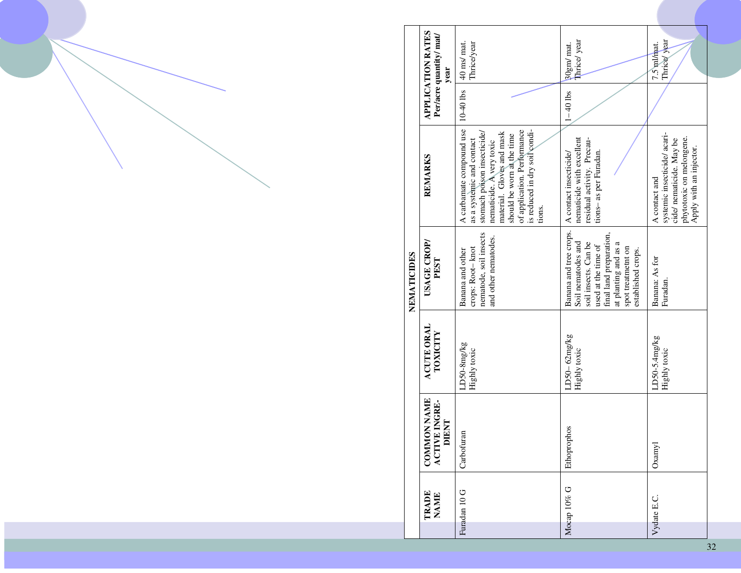## NEMATICIDES

| TRADE NAME | COMMON NAME ACTIVE INGREDIENT | ACUTE ORAL TOXICITY | USAGE CROP/ PEST | REMARKS | APPLICATION RATES Per/acre quantity/ mat/ year | |
|---|---|---|---|---|---|---|
| Furadan 10 G | Carbofuran | LD50-8mg/kg Highly toxic | Banana and other crops: Root– knot nematode, soil insects and other nematodes. | A carbamate compound use as a systemic and contact stomach poison insecticide/ nematicide. A very toxic material. Gloves and mask should be worn at the time of application. Performance is reduced in dry soil conditions. | 10-40 lbs | 40 ms/ mat. Thrice/year |
| Mocap 10% G | Ethoprophos | LD50– 62mg/kg Highly toxic | Banana and tree crops. Soil nematodes and soil insects. Can be used at the time of final land preparation, at planting and as a spot treatment on established crops. | A contact insecticide/ nematicide with excellent residual activity. Precautions– as per Furadan. | 1– 40 lbs | 30gm/ mat. Thrice/ year |
| Vydate E.C. | Oxamyl | LD50-5.4mg/kg Highly toxic | Banana: As for Furadan. | A contact and systemic insecticide/ acaricide/ nematicide. May be phytotoxic on melongene. Apply with an injector. | | 7.5 ml/mat. Thrice/ year |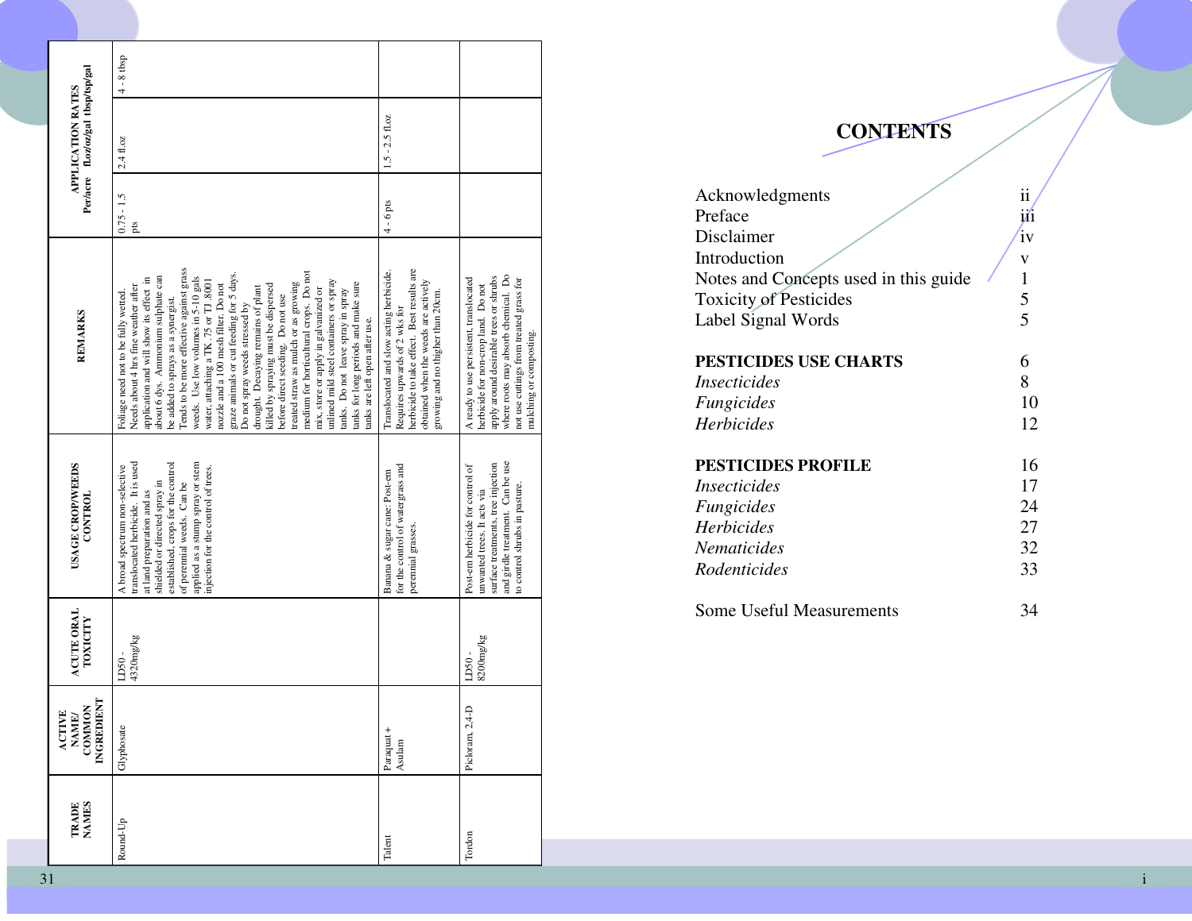| TRADE NAMES | ACTIVE NAME/ COMMON INGREDIENT | ACUTE ORAL TOXICITY | USAGE CROP/WEEDS CONTROL | REMARKS | APPLICATION RATES Per/acre | fl.oz/oz/gal | tbsp/tsp/gal |
|---|---|---|---|---|---|---|---|
| Round-Up | Glyphosate | LD50 - 4320mg/kg | A broad spectrum non-selective translocated herbicide. It is used at land preparation and as shielded or directed spray in established, crops for the control of perennial weeds. Can be applied as a stump spray or stem injection for the control of trees. | Foliage need not to be fully wetted. Needs about 4 hrs fine weather after application and will show its effect in about 6 dys. Ammonium sulphate can be added to sprays as a synergist. Tends to be more effective against grass weeds. Use low volumes in 5-10 gals water, attaching a TK .75 or TJ 8001 nozzle and a 100 mesh filter. Do not graze animals or cut feeding for 5 days. Do not spray weeds stressed by drought. Decaying remains of plant killed by spraying must be dispersed before direct seeding. Do not use treated straw as mulch or as growing medium for horticultural crops. Do not mix, store or apply in galvanized or unlined mild steel containers or spray tanks. Do not leave spray in spray tanks for long periods and make sure tanks are left open after use. | 0.75 - 1.5 pts | 2.4 fl.oz | 4 - 8 tbsp |
| Talent | Paraquat + Asulam | | Banana & sugar cane: Post-em for the control of watergrass and perennial grasses. | Translocated and slow acting herbicide. Requires upwards of 2 wks for herbicide to take effect. Best results are obtained when the weeds are actively growing and no thigher than 20cm. | 4 - 6 pts | 1.5 - 2.5 fl.oz | |
| Tordon | Picloram, 2,4-D | LD50 - 8200mg/kg | Post-em herbicide for control of unwanted trees. It acts via surface treatments, tree injection and girdle treatment. Can be use to control shrubs in pasture. | A ready to use persistent, translocated herbicide for non-crop land. Do not apply around desirable trees or shrubs where roots may absorb chemical. Do not use cuttings from treated grass for mulching or composting. | | | |

# CONTENTS

| | |
|---|---|
| Acknowledgments | ii |
| Preface | iii |
| Disclaimer | iv |
| Introduction | v |
| Notes and Concepts used in this guide | 1 |
| Toxicity of Pesticides | 5 |
| Label Signal Words | 5 |
| **PESTICIDES USE CHARTS** | 6 |
| *Insecticides* | 8 |
| *Fungicides* | 10 |
| *Herbicides* | 12 |
| **PESTICIDES PROFILE** | 16 |
| *Insecticides* | 17 |
| *Fungicides* | 24 |
| *Herbicides* | 27 |
| *Nematicides* | 32 |
| *Rodenticides* | 33 |
| Some Useful Measurements | 34 |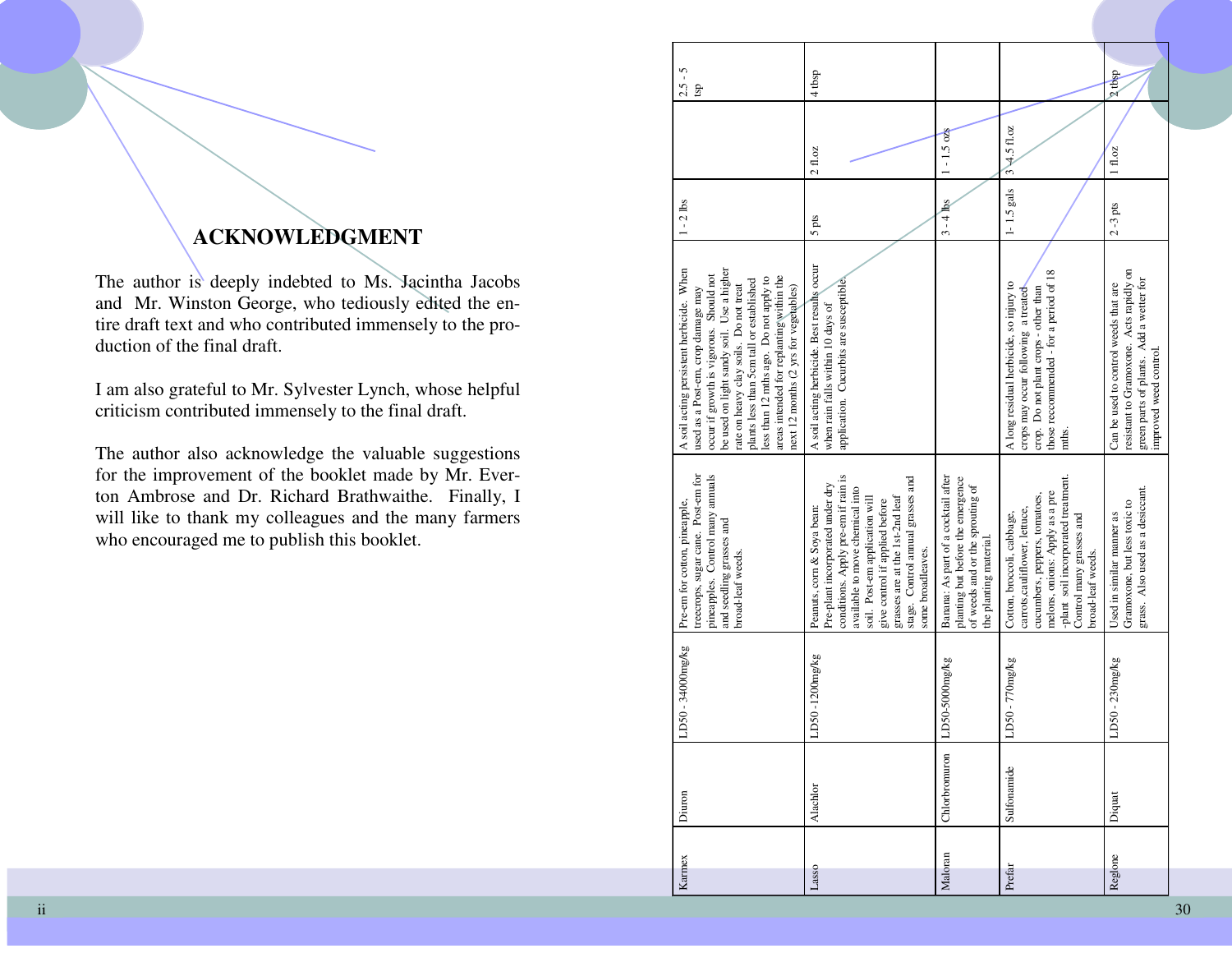## ACKNOWLEDGMENT

The author is deeply indebted to Ms. Jacintha Jacobs and Mr. Winston George, who tediously edited the entire draft text and who contributed immensely to the production of the final draft.

I am also grateful to Mr. Sylvester Lynch, whose helpful criticism contributed immensely to the final draft.

The author also acknowledge the valuable suggestions for the improvement of the booklet made by Mr. Everton Ambrose and Dr. Richard Brathwaithe. Finally, I will like to thank my colleagues and the many farmers who encouraged me to publish this booklet.

| | | | | | | | |
|---|---|---|---|---|---|---|---|
| Karmex | Diuron | LD50 - 34000mg/kg | Pre-em for cotton, pineapple, treecrops, sugar cane. Post-em for pineapples. Control many annuals and seedling grasses and broad-leaf weeds. | A soil acting persistent herbicide. When used as a Post-em, crop damage may occur if growth is vigorous. Should not be used on light sandy soil. Use a higher rate on heavy clay soils. Do not treat plants less than 5cm tall or established less than 12 mths ago. Do not apply to areas intended for replanting within the next 12 months (2 yrs for vegetables) | 1 - 2 lbs | | 2.5 - 5 tsp |
| Lasso | Alachlor | LD50 -1200mg/kg | Peanuts, corn & Soya bean: Pre-plant incorporated under dry conditions. Apply pre-em if rain is available to move chemical into soil. Post-em application will give control if applied before grasses are at the 1st-2nd leaf stage. Control annual grasses and some broadleaves. | A soil acting herbicide. Best results occur when rain falls within 10 days of application. Cucurbits are susceptible. | 5 pts | 2 fl.oz | 4 tbsp |
| Maloran | Chlorbromuron | LD50-5000mg/kg | Banana: As part of a cocktail after planting but before the emergence of weeds and or the sprouting of the planting material. | | 3 - 4 lbs | 1 - 1.5 ozs | |
| Prefar | Sulfonamide | LD50 - 770mg/kg | Cotton, broccoli, cabbage, carrots,cauliflower, lettuce, cucumbers, peppers, tomatoes, melons, onions: Apply as a pre -plant soil incorporated treatment. Control many grasses and broad-leaf weeds. | A long residual herbicide, so injury to crops may occur following a treated crop. Do not plant crops - other than those reccommended - for a period of 18 mths. | 1- 1.5 gals | 3 - 4.5 fl.oz | |
| Reglone | Diquat | LD50 - 230mg/kg | Used in similar manner as Gramoxone, but less toxic to grass. Also used as a desiccant. | Can be used to control weeds that are resistant to Gramoxone. Acts rapidly on green parts of plants. Add a wetter for improved weed control. | 2 - 3 pts | 1 fl.oz | 2 tbsp |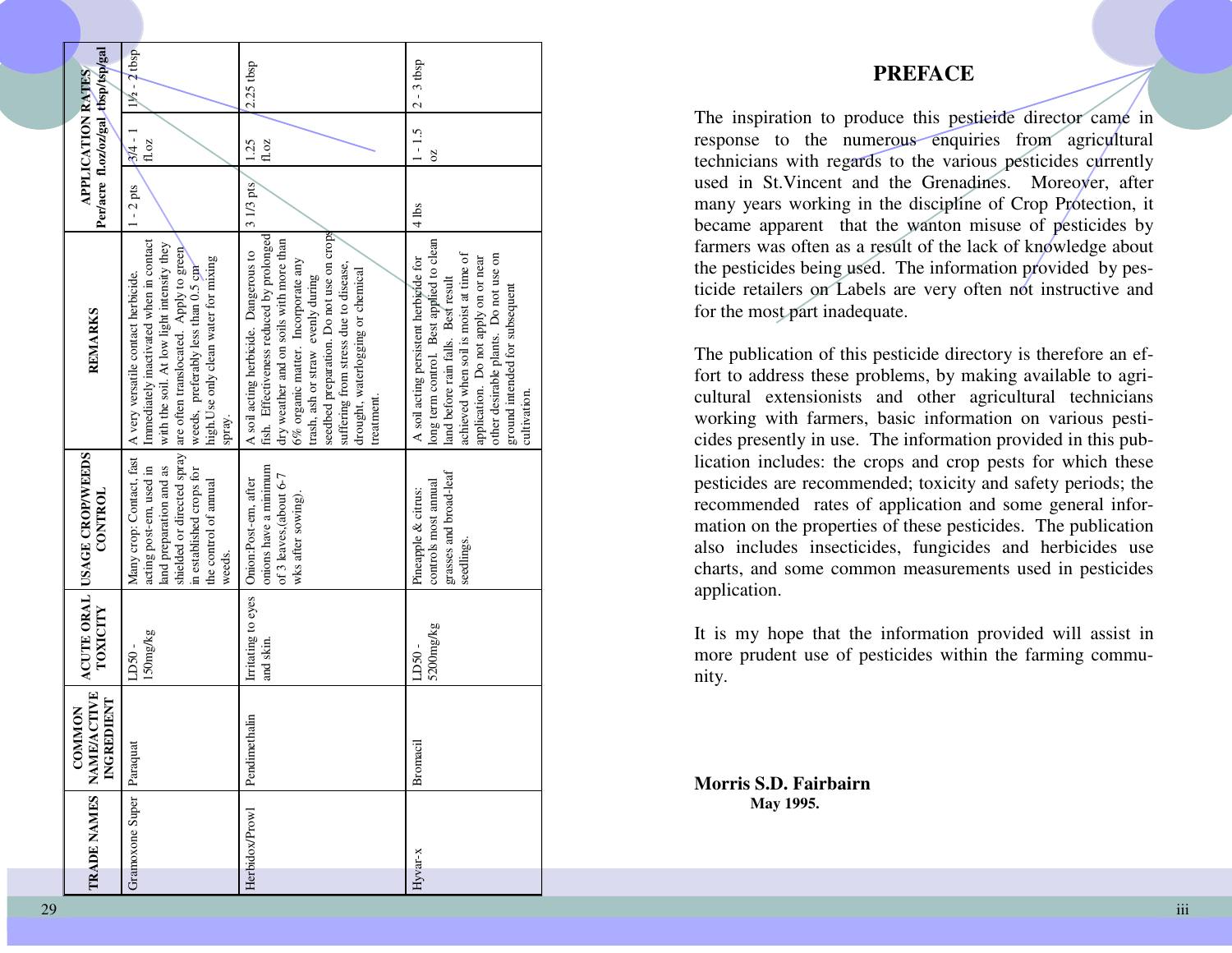| TRADE NAMES | COMMON NAME/ACTIVE INGREDIENT | ACUTE ORAL TOXICITY | USAGE CROP/WEEDS CONTROL | REMARKS | APPLICATION RATES | | |
|---|---|---|---|---|---|---|---|
| | | | | | Per/acre | fl.oz/oz/gal | tbsp/tsp/gal |
| Gramoxone Super | Paraquat | LD50 - 150mg/kg | Many crop: Contact, fast acting post-em, used in land preparation and as shielded or directed spray in established crops for the control of annual weeds. | A very versatile contact herbicide. Immediately inactivated when in contact with the soil. At low light intensity they are often translocated. Apply to green weeds, preferably less than 0.5 cm high.Use only clean water for mixing spray. | 1 - 2 pts | 3/4 - 1 fl.oz | 1½ - 2 tbsp |
| Herbidox/Prowl | Pendimethalin | Irritating to eyes and skin. | Onion:Post-em, after onions have a minimum of 3 leaves,(about 6-7 wks after sowing). | A soil acting herbicide. Dangerous to fish. Effectiveness reduced by prolonged dry weather and on soils with more than 6% organic matter. Incorporate any trash, ash or straw evenly during seedbed preparation. Do not use on crops suffering from stress due to disease, drought, waterlogging or chemical treatment. | 3 1/3 pts | 1.25 fl.oz | 2.25 tbsp |
| Hyvar-x | Bromacil | LD50 - 5200mg/kg | Pineapple & citrus: controls most annual grasses and broad-leaf seedlings. | A soil acting persistent herbicide for long term control. Best applied to clean land before rain falls. Best result achieved when soil is moist at time of application. Do not apply on or near other desirable plants. Do not use on ground intended for subsequent cultivation. | 4 lbs | 1 - 1.5 oz | 2 - 3 tbsp |

# PREFACE

The inspiration to produce this pesticide director came in response to the numerous enquiries from agricultural technicians with regards to the various pesticides currently used in St.Vincent and the Grenadines. Moreover, after many years working in the discipline of Crop Protection, it became apparent that the wanton misuse of pesticides by farmers was often as a result of the lack of knowledge about the pesticides being used. The information provided by pesticide retailers on Labels are very often not instructive and for the most part inadequate.

The publication of this pesticide directory is therefore an effort to address these problems, by making available to agricultural extensionists and other agricultural technicians working with farmers, basic information on various pesticides presently in use. The information provided in this publication includes: the crops and crop pests for which these pesticides are recommended; toxicity and safety periods; the recommended rates of application and some general information on the properties of these pesticides. The publication also includes insecticides, fungicides and herbicides use charts, and some common measurements used in pesticides application.

It is my hope that the information provided will assist in more prudent use of pesticides within the farming community.

**Morris S.D. Fairbairn**
**May 1995.**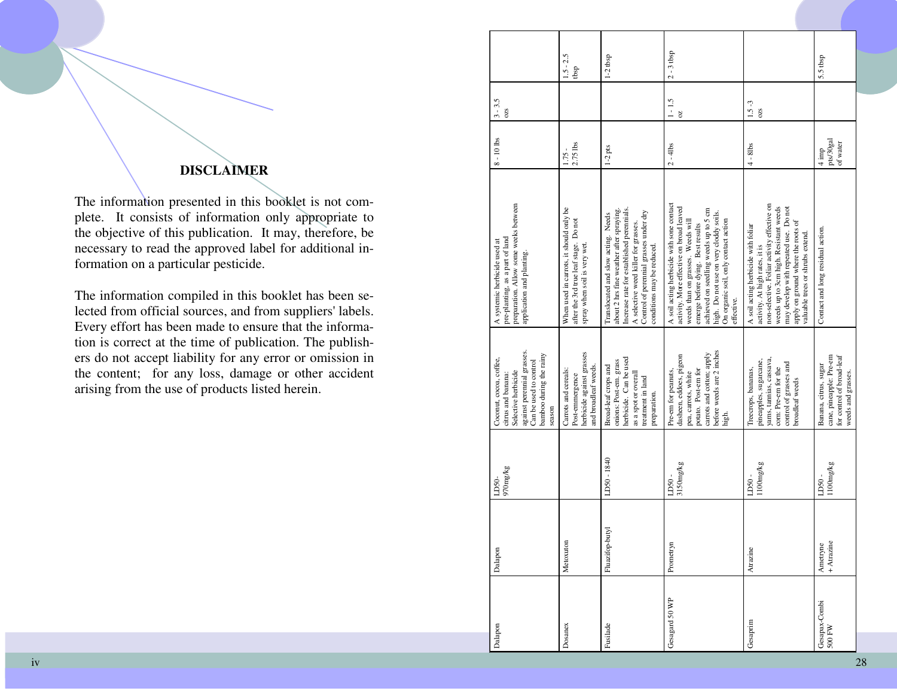**DISCLAIMER**

The information presented in this booklet is not complete. It consists of information only appropriate to the objective of this publication. It may, therefore, be necessary to read the approved label for additional information on a particular pesticide.

The information compiled in this booklet has been selected from official sources, and from suppliers' labels. Every effort has been made to ensure that the information is correct at the time of publication. The publishers do not accept liability for any error or omission in the content; for any loss, damage or other accident arising from the use of products listed herein.

| | | | | | | | |
|---|---|---|---|---|---|---|---|
| Dalapon | Dalapon | LD50-970mg/kg | Coconut, cocoa, coffee, citrus and banana: Selective herbicide against perennial grasses. Can be used to control bamboo during the rainy season | A systemic herbicide used at pre-planting, as a part of land preparation. Allow some weeks between application and planting. | 8 - 10 lbs | 3 - 3.5 ozs | |
| Dosanex | Metoxuron | | Carrots and cereals: Post-emmergence herbicide against grasses and broadleaf weeds. | When used in carrots, it should only be after the 3rd true leaf stage. Do not spray when soil is very wet. | 1.75 - 2.75 lbs | | 1.5 - 2.5 tbsp |
| Fusilade | Fluazifop-butyl | LD50 - 1840 | Broad-leaf crops and onions: Post-em. grass herbicide. Can be used as a spot or overall treatment in land preparation. | Translocated and slow acting. Needs about 2 hrs fine weather after spraying. Increase rate for established perennials. A selective weed killer for grasses. Control of perennial grasses under dry conditions may be reduced. | 1-2 pts | | 1-2 tbsp |
| Gesagard 50 WP | Prometryn | LD50 - 3150mg/kg | Pre-em for peanuts, dasheen, eddoes, pigeon pea, carrots, white potato. Post-em for carrots and cotton; apply before weeds are 2 inches high. | A soil acting herbicide with sone contact activity. More effective on broad leaved weeds than on grasses. Weeds will emerge before dying. Best results achieved on seedling weeds up to 5 cm high. Do not use on very cloddy soils. On organic soil, only contact action effective. | 2 - 4lbs | 1 - 1.5 oz | 2 - 3 tbsp |
| Gesaprim | Atrazine | LD50 - 1100mg/kg | Treecrops, bananas, pineapples, sugarcane, yams, tannias, cassava, corn: Pre-em for the control of grasses and broadleaf weeds | A soil acting herbicide with foliar activity. At high rates, it is non-selective. Foliar activity effective on weeds up to 3cm high. Resistant weeds may develop with repeated use. Do not apply on ground where the roots of valuable trees or shrubs extend. | 4 - 8lbs | 1.5 -3 ozs | |
| Gesapax-Combi 500 FW | Ametryne + Atrazine | LD50 - 1100mg/kg | Banana, citrus, sugar cane, pineapple: Pre-em for control of broad-leaf weeds and grasses. | Contact and long residual action. | 4 imp pts/30gal of water | | 5.5 tbsp |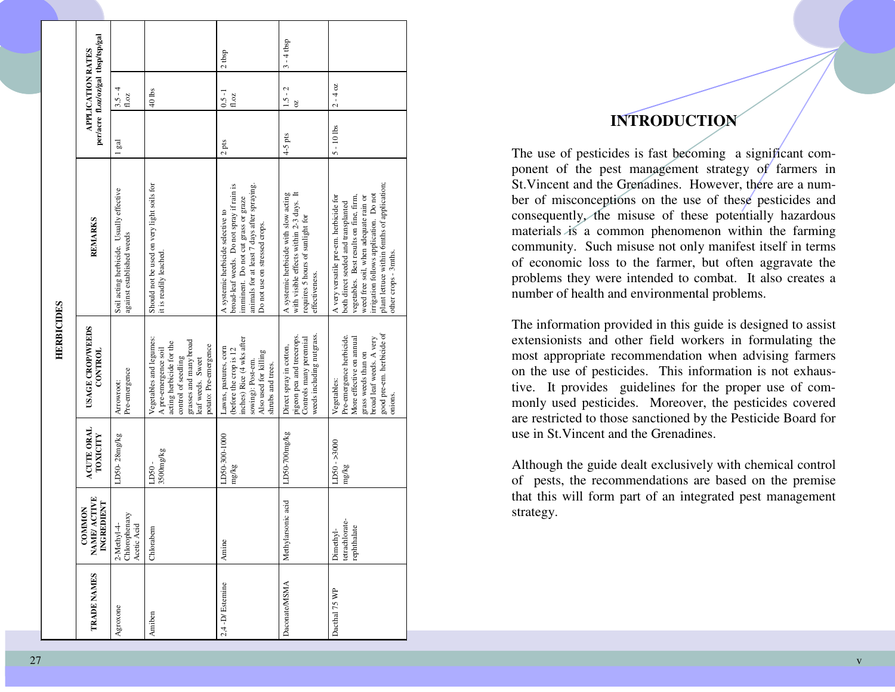## HERBICIDES

| TRADE NAMES | COMMON NAME/ ACTIVE INGREDIENT | ACUTE ORAL TOXICITY | USAGE CROP/WEEDS CONTROL | REMARKS | APPLICATION RATES per/acre | fl.oz/oz/gal | tbsp/tsp/gal |
|---|---|---|---|---|---|---|---|
| Agroxone | 2-Methyl-4-Chlorophenaxy Acetic Acid | LD50- 28mg/kg | Arrowroot: Pre-emergence | Soil acting herbicide. Usually effective against established weeds | 1 gal | 3.5 - 4 fl.oz | |
| Amiben | Chlorabem | LD50 - 3500mg/kg | Vegetables and legumes: A pre-emergence soil acting herbicide for the control of seedling grasses and many broad leaf weeds. Sweet potato: Pre-emergence | Should not be used on very light soils for it is readily leached. | | 40 lbs | |
| 2,4 -D/ Estemine | Amine | LD50-300-1000 mg/kg | Lawns, pastures, corn (before the crop is 12 inches) Rice (4 wks after sowing): Post-em. Also used for killing shrubs and trees. | A systemic herbicide selective to broad-leaf weeds. Do not spray if rain is imminent. Do not cut grass or graze animals for at least 7 days after spraying. Do not use on stressed crops. | 2 pts | 0.5 - 1 fl.oz | 2 tbsp |
| Daconate/MSMA | Methylarsonic acid | LD50-700mg/kg | Direct spray in cotton, pigeon pea and treecrops. Controls many perennial weeds including nutgrass. | A systemic herbicide with slow acting with visible effects within 2-3 days. It requires 5 hours of sunlight for effectiveness. | 4-5 pts | 1.5 - 2 oz | 3 - 4 tbsp |
| Dacthal 75 WP | Dimethyl-tetrachlorate-rephthalate | LD50 - >3000 mg/kg | Vegetables: Pre-emergence herbicide. More effective on annual grass weeds than on broad leaf weeds. A very good pre-em. herbicide of onions. | A very versatile pre-em. herbicide for both direct seeded and transplanted vegetables. Best results on fine, firm, weed free soil, when adequate rain or irrigation follows application. Do not plant lettuce within 6mths of application; other crops - 3mths. | 5 - 10 lbs | 2 - 4 oz | |

# INTRODUCTION

The use of pesticides is fast becoming a significant component of the pest management strategy of farmers in St.Vincent and the Grenadines. However, there are a number of misconceptions on the use of these pesticides and consequently, the misuse of these potentially hazardous materials is a common phenomenon within the farming community. Such misuse not only manifest itself in terms of economic loss to the farmer, but often aggravate the problems they were intended to combat. It also creates a number of health and environmental problems.

The information provided in this guide is designed to assist extensionists and other field workers in formulating the most appropriate recommendation when advising farmers on the use of pesticides. This information is not exhaustive. It provides guidelines for the proper use of commonly used pesticides. Moreover, the pesticides covered are restricted to those sanctioned by the Pesticide Board for use in St.Vincent and the Grenadines.

Although the guide dealt exclusively with chemical control of pests, the recommendations are based on the premise that this will form part of an integrated pest management strategy.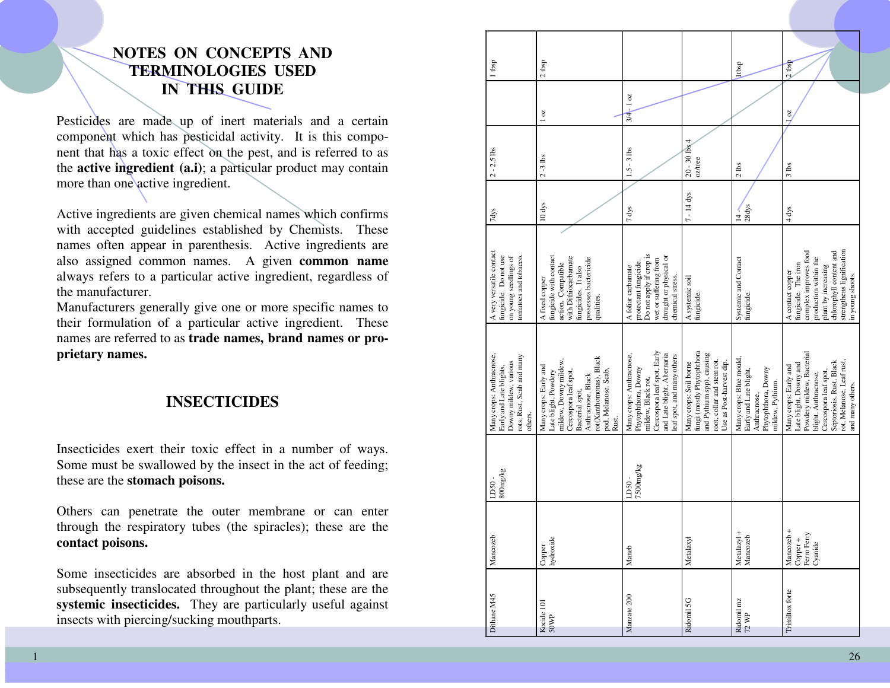# NOTES ON CONCEPTS AND TERMINOLOGIES USED IN THIS GUIDE

Pesticides are made up of inert materials and a certain component which has pesticidal activity. It is this component that has a toxic effect on the pest, and is referred to as the **active ingredient (a.i)**; a particular product may contain more than one active ingredient.

Active ingredients are given chemical names which confirms with accepted guidelines established by Chemists. These names often appear in parenthesis. Active ingredients are also assigned common names. A given **common name** always refers to a particular active ingredient, regardless of the manufacturer.

Manufacturers generally give one or more specific names to their formulation of a particular active ingredient. These names are referred to as **trade names, brand names or proprietary names.**

## INSECTICIDES

Insecticides exert their toxic effect in a number of ways. Some must be swallowed by the insect in the act of feeding; these are the **stomach poisons.**

Others can penetrate the outer membrane or can enter through the respiratory tubes (the spiracles); these are the **contact poisons.**

Some insecticides are absorbed in the host plant and are subsequently translocated throughout the plant; these are the **systemic insecticides.** They are particularly useful against insects with piercing/sucking mouthparts.

| | | | | | | | | |
|---|---|---|---|---|---|---|---|---|
| Dithane M45 | Mancozeb | LD50 - 800mg/kg | Many crops: Anthracnose, Early and Late blights, Downy mildew, various rots, Rust, Scab and many others. | A very versatile contact fungicide. Do not use on young seedlings of tomatoes and tobacco. | 7dys | 2 - 2.5 lbs | | 1 tbsp |
| Kocide 101 50WP | Copper hydroxide | | Many crops: Early and Late blight, Powdery mildew, Downy mildew, Cercospora leaf spot, Bacterial spot, Anthracnose, Black rot(Xanthomonas), Black pod, Melanose, Scab, Rust. | A fixed copper fungicide with contact action. Compatible with Dithiocarbamate fungicides. It also possesses bactericide qualities. | 10 dys | 2 -3 lbs | 1 oz | 2 tbsp |
| Manzate 200 | Maneb | LD50 - 7500mg/kg | Many crops: Anthracnose, Phytophthora, Downy mildew, Black rot, Cercospora leaf spot, Early and Late blight, Alternaria leaf spot, and many others | A foliar carbamate protectant fungicide. Do not apply if crop is wet or suffering from drought or physical or chemical stress. | 7 dys | 1.5 - 3 lbs | 3/4 - 1 oz | |
| Ridomil 5G | Metalaxyl | | Many crops: Soil borne fungi (mostly Phytophthora and Pythium spp), causing root, collar and stem rot. Use as Post-harvest dip. | A systemic soil fungicide. | 7 - 14 dys | 20 - 30 lbs 4 oz/tree | | |
| Ridomil mz 72 WP | Metalaxyl + Mancozeb | | Many crops: Blue mould, Early and Late blight, Anthracnose, Phytophthora, Downy mildew, Pythium. | Systemic and Contact fungicide. | 14 - 28dys | 2 lbs | | 1tbsp |
| Trimiltox forte | Mancozeb + Copper + Ferro Ferry Cyanide | | Many crops: Early and Late blight, Downy and Powdery mildew, Bacterial blight, Anthracnose, Cercospora leaf spot, Septoriosis, Rust, Black rot, Melanose, Leaf rust, and many others. | A contact copper fungicide. The iron complex improves food production within the plant by increasing chlorophyll content and strengthens lignification in young shoots. | 4 dys | 3 lbs | 1 oz | 2 tbsp |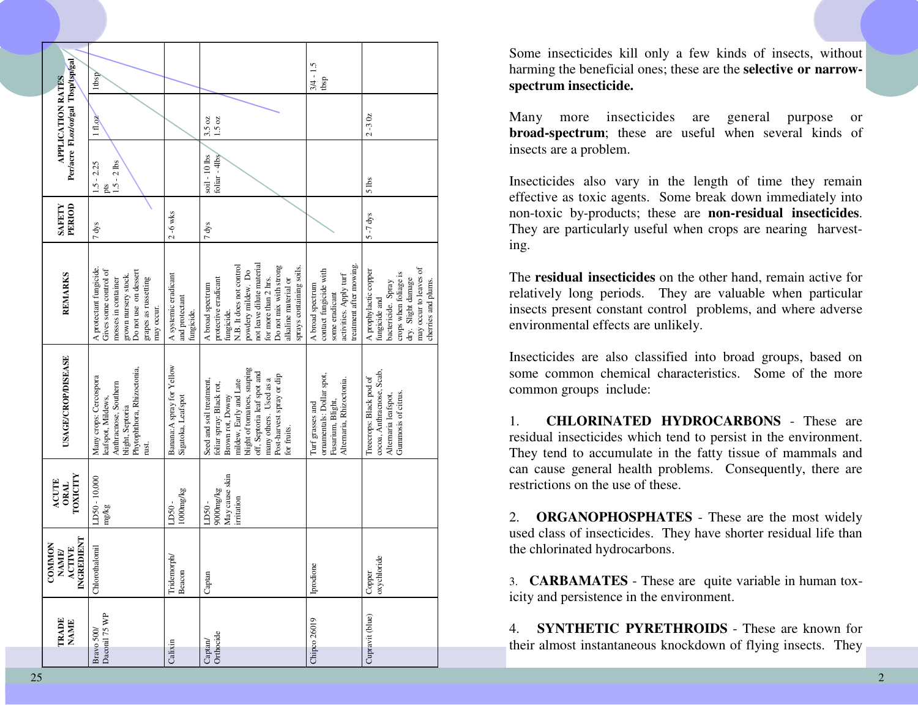| TRADE NAME | COMMON NAME/ ACTIVE INGREDIENT | ACUTE ORAL TOXICITY | USAGE/CROP/DISEASE | REMARKS | SAFETY PERIOD | APPLICATION RATES Per/acre | Fl.oz/oz/gal | Tbsp/tsp/gal |
|---|---|---|---|---|---|---|---|---|
| Bravo 500/ Daconil 75 WP | Chlorothalonil | LD50 - 10,000 mg/kg | Many crops: Cercospora leafspot, Mildews, Anthracnose, Southern blight, Septoria Phytophthora, Rhizoctonia, rust. | A protectant fungicide. Gives some control of mosses in container grown nursery stock. Do not use on dessert grapes as russetting may occur. | 7 dys | 1.5 - 2.25 pts<br>1.5 - 2 lbs | 1 fl.oz | 1tbsp |
| Calixin | Tridemorph/ Beacon | LD50 - 1000mg/kg | Banana: A spray for Yellow Sigatoka, Leafspot | A systemic eradicant and protectant fungicide. | 2 -6 wks | | | |
| Captan/ Orthocide | Captan | LD50 - 9000mg/kg May cause skin irritation | Seed and soil treatment, foliar spray: Black rot, Brown rot, Downy mildew, Early and Late blight of tomatoes, snaping off, Septoria leaf spot and many others. Used as a Post-harvest spray or dip for fruits. | A broad spectrum protective eradicant fungicide. N.B. It does not control powdery mildew. Do not leave dilute material for more than 2 hrs. Do not mix with strong alkaline material or sprays containing soils. | 7 dys | soil - 10 lbs<br>foliar - 4lbs | 3.5 oz<br>1.5 oz | |
| Chipco 26019 | Iprodione | | Turf grasses and ornamentals: Dollar spot, Fusarium, Blight, Alternaria, Rhizoctonia. | A broad spectrum contact fungicide with some eradicant activities. Apply turf treatment after mowing. | | | | 3/4 - 1.5 tbsp |
| Cupravit (blue) | Copper oxychloride | | Treecrops: Black pod of cocoa, Anthracnose, Scab, Alternaria leafspot, Gummosis of citrus. | A prophylactic copper fungicide and bactericide. Spray crops when foliage is dry. Slight damage may occur to leaves of cherries and plums. | 5 -7 dys | 5 lbs | 2 - 3 0z | |

Some insecticides kill only a few kinds of insects, without harming the beneficial ones; these are the **selective or narrow-spectrum insecticide.**

Many more insecticides are general purpose or **broad-spectrum**; these are useful when several kinds of insects are a problem.

Insecticides also vary in the length of time they remain effective as toxic agents. Some break down immediately into non-toxic by-products; these are **non-residual insecticides**. They are particularly useful when crops are nearing harvesting.

The **residual insecticides** on the other hand, remain active for relatively long periods. They are valuable when particular insects present constant control problems, and where adverse environmental effects are unlikely.

Insecticides are also classified into broad groups, based on some common chemical characteristics. Some of the more common groups include:

1. **CHLORINATED HYDROCARBONS** - These are residual insecticides which tend to persist in the environment. They tend to accumulate in the fatty tissue of mammals and can cause general health problems. Consequently, there are restrictions on the use of these.

2. **ORGANOPHOSPHATES** - These are the most widely used class of insecticides. They have shorter residual life than the chlorinated hydrocarbons.

3. **CARBAMATES** - These are quite variable in human toxicity and persistence in the environment.

4. **SYNTHETIC PYRETHROIDS** - These are known for their almost instantaneous knockdown of flying insects. They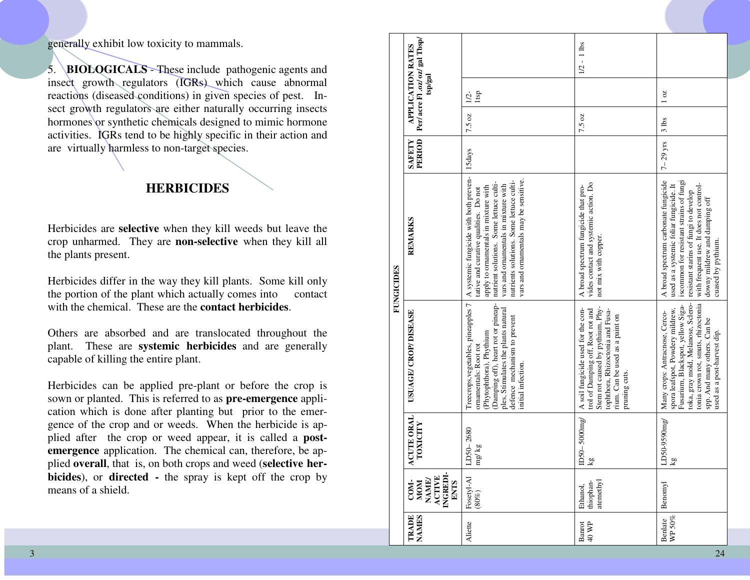generally exhibit low toxicity to mammals.

5. **BIOLOGICALS** - These include pathogenic agents and insect growth regulators (IGRs) which cause abnormal reactions (diseased conditions) in given species of pest. Insect growth regulators are either naturally occurring insects hormones or synthetic chemicals designed to mimic hormone activities. IGRs tend to be highly specific in their action and are virtually harmless to non-target species.

## HERBICIDES

Herbicides are **selective** when they kill weeds but leave the crop unharmed. They are **non-selective** when they kill all the plants present.

Herbicides differ in the way they kill plants. Some kill only the portion of the plant which actually comes into contact with the chemical. These are the **contact herbicides**.

Others are absorbed and are translocated throughout the plant. These are **systemic herbicides** and are generally capable of killing the entire plant.

Herbicides can be applied pre-plant or before the crop is sown or planted. This is referred to as **pre-emergence** application which is done after planting but prior to the emergence of the crop and or weeds. When the herbicide is applied after the crop or weed appear, it is called a **post-emergence** application. The chemical can, therefore, be applied **overall**, that is, on both crops and weed (**selective herbicides**), or **directed -** the spray is kept off the crop by means of a shield.

**FUNGICIDES**

| TRADE NAMES | COM-MOM NAME/ ACTIVE INGREDI-ENTS | ACUTE ORAL TOXICITY | USUAGE/ CROP/ DISEASE | REMARKS | SAFETY PERIOD | APPLICATION RATES Per/ acre Fl .oz/ oz/ gal Tbsp/ tsp/gal | | |
|---|---|---|---|---|---|---|---|---|
| Aliette | Fosetyl-Al (80%) | LD50– 2680 mg/ kg | Treecrops, vegetables, pineapples 7 ornamentals: Root rot (Phytophthora), Phythium (Damping off), heart rot or pineapples, Stimulates the plants natural defence mechanism to prevent initial infection. | A systemic fungicide with both preventative and curative qualities. Do not apply to ornamentals in mixture with nutrient solutions. Some lettuce cultivars and ornamentals in mixture with nutrients solutions. Some lettuce cultivars and ornamentals may be sensitive. | 15days | 7.5 oz | 1/2- 1tsp | |
| Banrot 40 WP | Ethanol, thiophan-atemethyl | lD50– 5000mg/ kg | A soil fungicide used for the control of Damping off, Root rot and Stem rot caused by pythium, Phytophthora, Rhizoctonia and Fusarium. Can be used as a paint on pruning cuts. | A broad spectrum fungicide that provides contact and systemic action. Do not mix with copper. | | 7.5 oz | | 1/2 - 1 lbs |
| Benlate WP 50% | Benomyl | LD50-9590mg/ kg | Many crops: Antracnose, Cercospora leafspot, Powdery mildrew, Fusarium, Blackspot, yellow Sigatoka, gray mold, Melanose, Sclerotonia crown rot, smuts, rhizoctonia spp. And many others. Can be used as a post-harvest dip. | A broad spectrum carbonate fungicide used as a systemic foliar fungicide. It iscommon for resistant strains of fungi resistant starins of fungi to develop with frequent use. It does not control-downy mildrew and damping off cuased by pythium. | 7– 29 yrs | 3 lbs | 1 oz | |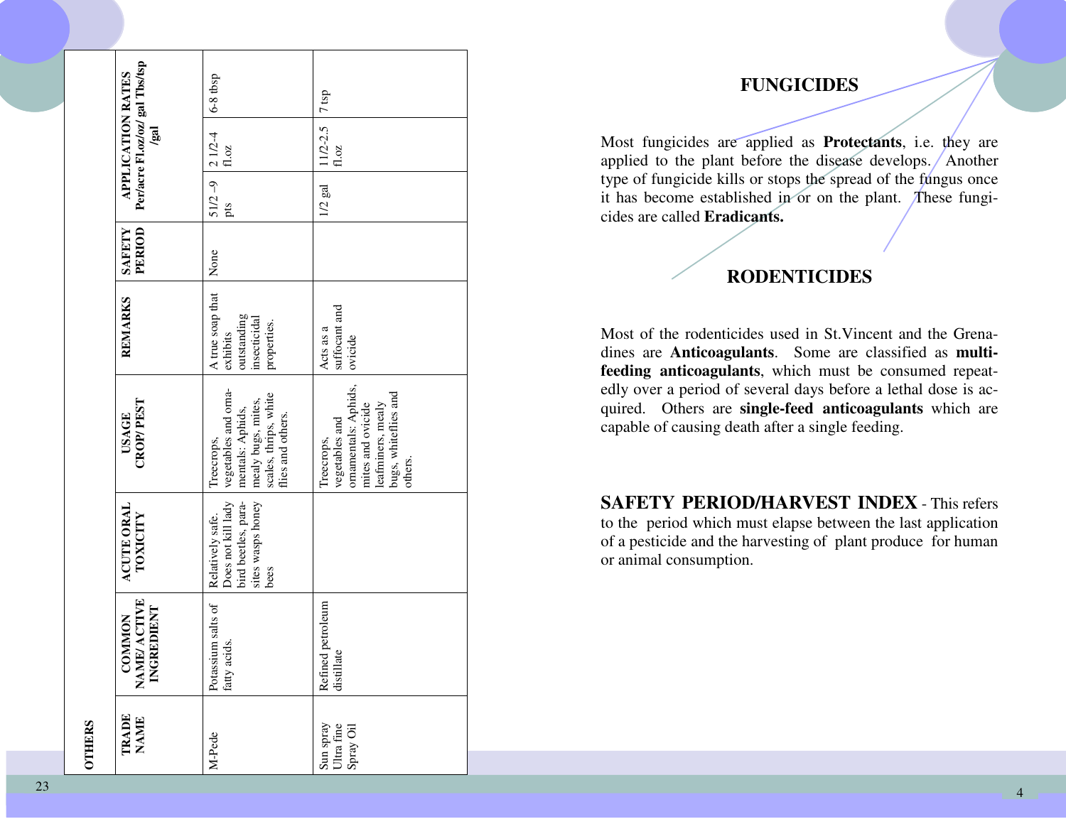## OTHERS

| TRADE NAME | COMMON NAME/ ACTIVE INGREDIENT | ACUTE ORAL TOXICITY | USAGE CROP/ PEST | REMARKS | SAFETY PERIOD | APPLICATION RATES Per/acre Fl.oz/oz/ gal Tbs/tsp /gal | | |
|---|---|---|---|---|---|---|---|---|
| M-Pede | Potassium salts of fatty acids. | Relatively safe. Does not kill lady bird beetles, parasites wasps honey bees | Treecrops, vegetables and ornamentals: Aphids, mealy bugs, mites, scales, thrips, white flies and others. | A true soap that exhibits outstanding insecticidal properties. | None | 51/2 –9 pts | 2 1/2-4 fl.oz | 6-8 tbsp |
| Sun spray Ultra fine Spray Oil | Refined petroleum distillate | | Treecrops, vegetables and ornamentals: Aphids, mites and ovicide leafminers, mealy bugs, whiteflies and others. | Acts as a suffocant and ovicide | | 1/2 gal | 11/2-2.5 fl.oz | 7 tsp |

## FUNGICIDES

Most fungicides are applied as **Protectants**, i.e. they are applied to the plant before the disease develops. Another type of fungicide kills or stops the spread of the fungus once it has become established in or on the plant. These fungicides are called **Eradicants.**

## RODENTICIDES

Most of the rodenticides used in St.Vincent and the Grenadines are **Anticoagulants**. Some are classified as **multi-feeding anticoagulants**, which must be consumed repeatedly over a period of several days before a lethal dose is acquired. Others are **single-feed anticoagulants** which are capable of causing death after a single feeding.

**SAFETY PERIOD/HARVEST INDEX** - This refers to the period which must elapse between the last application of a pesticide and the harvesting of plant produce for human or animal consumption.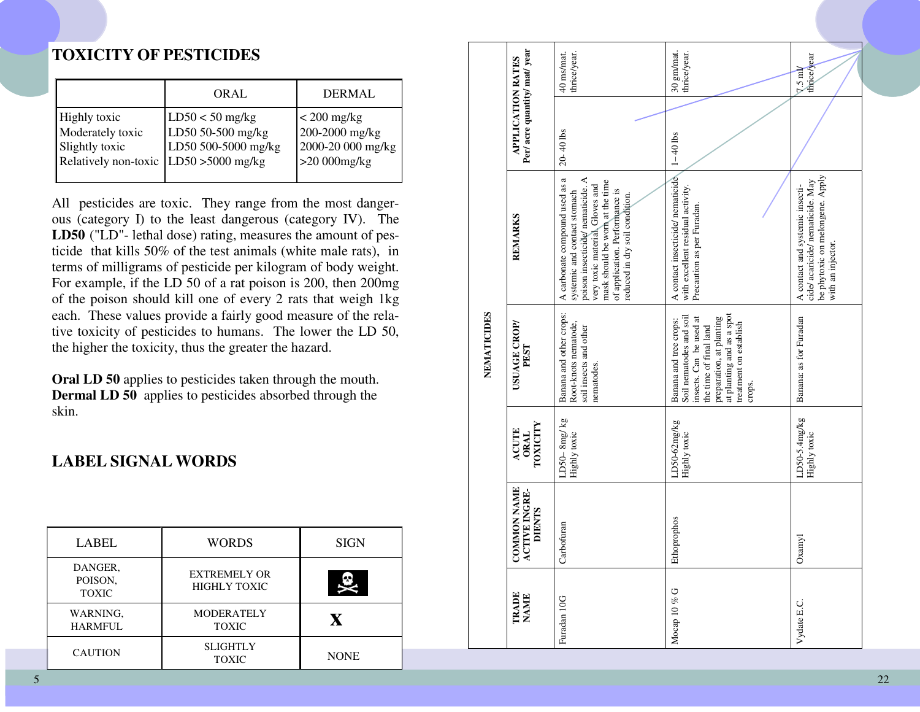## TOXICITY OF PESTICIDES

| | ORAL | DERMAL |
|---|---|---|
| Highly toxic | LD50 < 50 mg/kg | < 200 mg/kg |
| Moderately toxic | LD50 50-500 mg/kg | 200-2000 mg/kg |
| Slightly toxic | LD50 500-5000 mg/kg | 2000-20 000 mg/kg |
| Relatively non-toxic | LD50 >5000 mg/kg | >20 000mg/kg |

All pesticides are toxic. They range from the most dangerous (category I) to the least dangerous (category IV). The **LD50** ("LD"- lethal dose) rating, measures the amount of pesticide that kills 50% of the test animals (white male rats), in terms of milligrams of pesticide per kilogram of body weight. For example, if the LD 50 of a rat poison is 200, then 200mg of the poison should kill one of every 2 rats that weigh 1kg each. These values provide a fairly good measure of the relative toxicity of pesticides to humans. The lower the LD 50, the higher the toxicity, thus the greater the hazard.

**Oral LD 50** applies to pesticides taken through the mouth.
**Dermal LD 50** applies to pesticides absorbed through the skin.

## LABEL SIGNAL WORDS

| LABEL | WORDS | SIGN |
|---|---|---|
| DANGER, POISON, TOXIC | EXTREMELY OR HIGHLY TOXIC | ☠ |
| WARNING, HARMFUL | MODERATELY TOXIC | X |
| CAUTION | SLIGHTLY TOXIC | NONE |

## NEMATICIDES

| TRADE NAME | COMMON NAME ACTIVE INGREDIENTS | ACUTE ORAL TOXICITY | USUAGE CROP/ PEST | REMARKS | APPLICATION RATES Per/ acre quantity/ mat/ year | |
|---|---|---|---|---|---|---|
| Furadan 10G | Carbofuran | LD50- 8mg/ kg Highly toxic | Banana and other crops: Root-knots nematode, soil insects and other nematodes. | A carbonate compound used as a systemic and contact stomach poison insecticide/ nematicide. A very toxic material. Gloves and mask should be worn at the time of application. Performance is reduced in dry soil condition. | 20- 40 lbs | 40 ms/mat. thrice/year. |
| Mocap 10 % G | Ethoprophos | LD50-62mg/kg Highly toxic | Banana and tree crops: Soil nematodes and soil insects. Can be used at the time of final land preparation, at planting at planting and as a spot treatment on establish crops. | A contact insecticide/ nematicide with excellent residual activity. Precaution as per Furadan. | 1– 40 lbs | 30 gm/mat. thrice/year. |
| Vydate E.C. | Oxamyl | LD50-5.4mg/kg Highly toxic | Banana: as for Furadan | A contact and systemic insecticide/ acaricide/ nematicide. May be phytoxic on melongene. Apply with an injector. | | 7.5 ml/ thrice/year |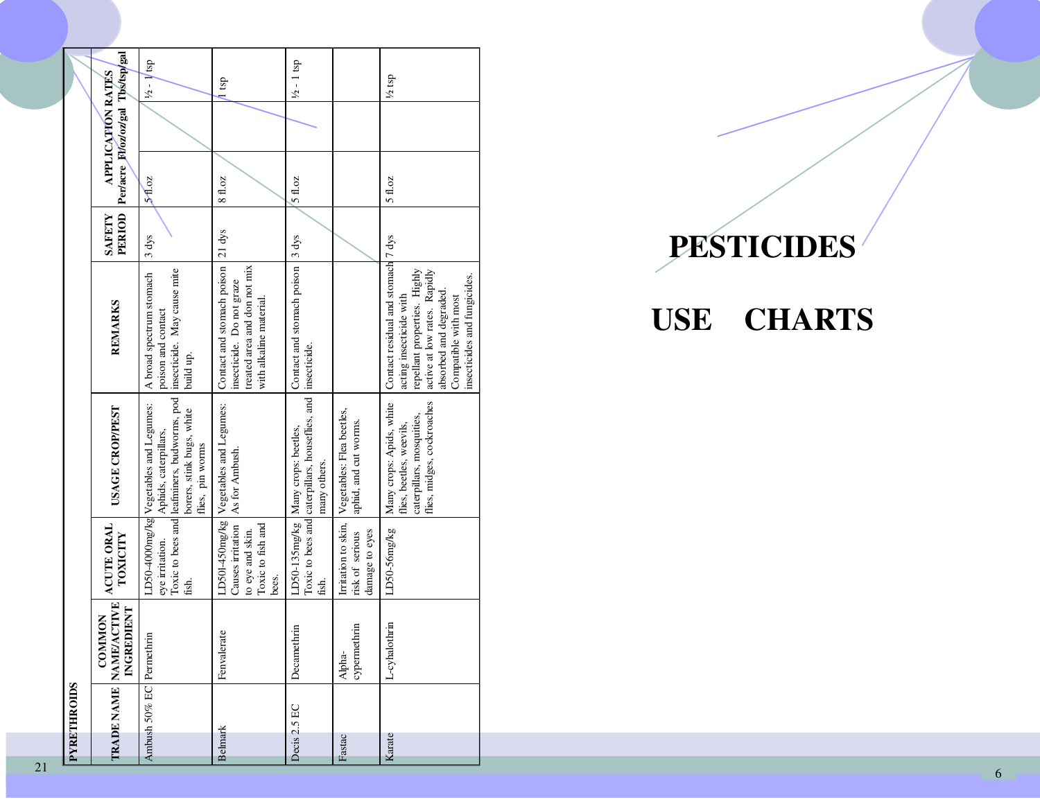**PYRETHROIDS**

| TRADE NAME | COMMON NAME/ACTIVE INGREDIENT | ACUTE ORAL TOXICITY | USAGE CROP/PEST | REMARKS | SAFETY PERIOD | APPLICATION RATES Per/acre | Fl/oz/gal | Tbs/tsp/gal |
|---|---|---|---|---|---|---|---|---|
| Ambush 50% EC | Permethrin | LD50-4000mg/kg eye irritation. Toxic to bees and fish. | Vegetables and Legumes: Aphids, caterpillars, leafminers, budworms, pod borers, stink bugs, white flies, pin worms | A broad spectrum stomach poison and contact insecticide. May cause mite build up. | 3 dys | 5 fl.oz | | ½ - 1 tsp |
| Belmark | Fenvalerate | LD50l-450mg/kg Causes irritation to eye and skin. Toxic to fish and bees. | Vegetables and Legumes: As for Ambush. | Contact and stomach poison insecticide. Do not graze treated area and don not mix with alkaline material. | 21 dys | 8 fl.oz | | 1 tsp |
| Decis 2.5 EC | Decamethrin | LD50-135mg/kg Toxic to bees and fish. | Many crops: beetles, caterpillars, houseflies, and many others. | Contact and stomach poison insecticide. | 3 dys | 5 fl.oz | | ½ - 1 tsp |
| Fastac | Alpha-cypermethrin | Irritation to skin, risk of serious damage to eyes | Vegetables: Flea beetles, aphid, and cut worms. | | | | | |
| Karate | L-cyhalothrin | LD50-56mg/kg | Many crops: Apids, white flies, beetles, weevils, caterpillars, mosquities, flies, midges, cockroaches | Contact residual and stomach acting insecticide with repellant properties. Highly active at low rates. Rapidly absorbed and degraded. Compatible with most insecticides and fungicides. | 7 dys | 5 fl.oz | | ½ tsp |

# PESTICIDES

# USE CHARTS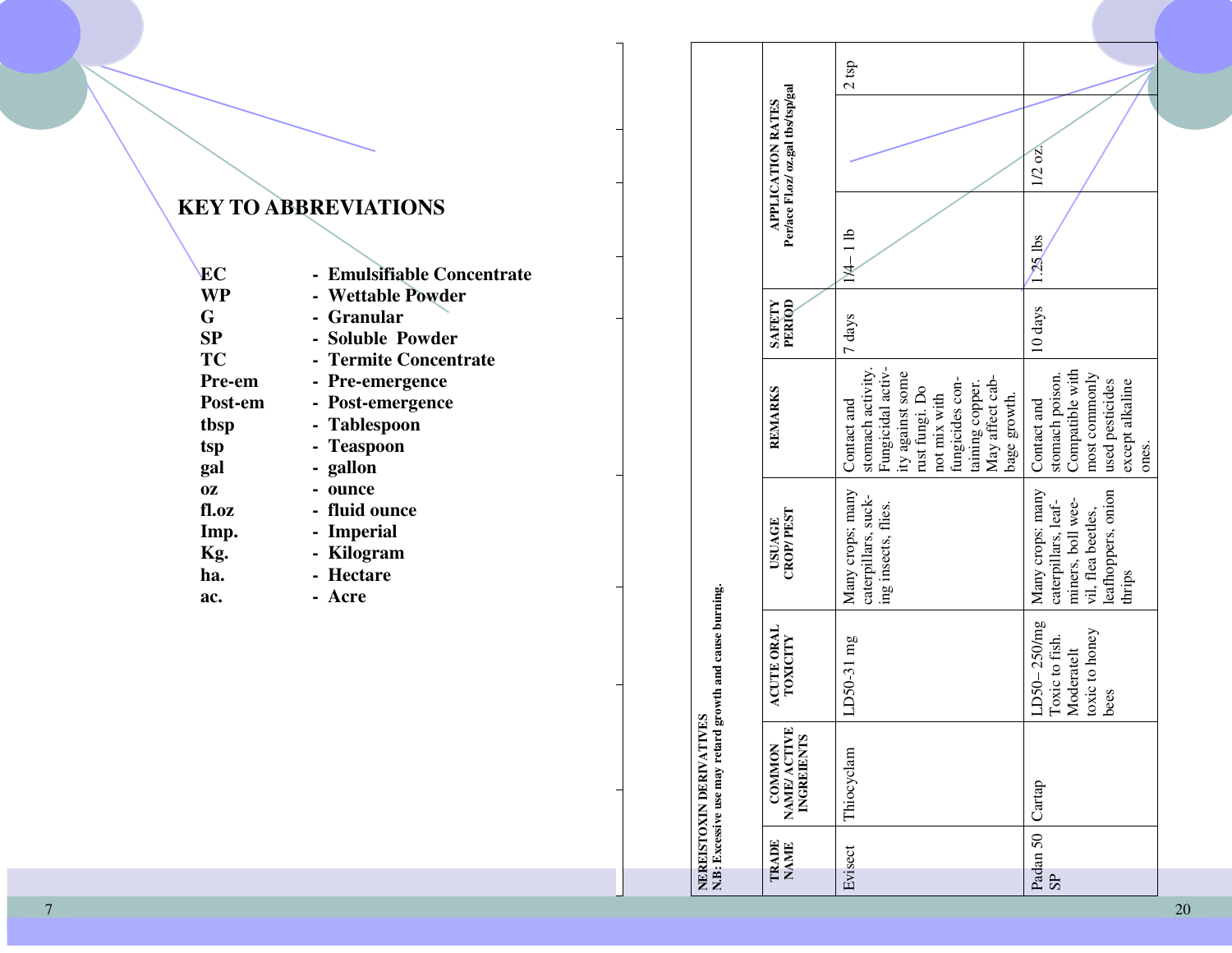## KEY TO ABBREVIATIONS

| | |
|---|---|
| **EC** | **- Emulsifiable Concentrate** |
| **WP** | **- Wettable Powder** |
| **G** | **- Granular** |
| **SP** | **- Soluble Powder** |
| **TC** | **- Termite Concentrate** |
| **Pre-em** | **- Pre-emergence** |
| **Post-em** | **- Post-emergence** |
| **tbsp** | **- Tablespoon** |
| **tsp** | **- Teaspoon** |
| **gal** | **- gallon** |
| **oz** | **- ounce** |
| **fl.oz** | **- fluid ounce** |
| **Imp.** | **- Imperial** |
| **Kg.** | **- Kilogram** |
| **ha.** | **- Hectare** |
| **ac.** | **- Acre** |

**NEREISTOXIN DERIVATIVES**
**N.B: Excessive use may retard growth and cause burning.**

| TRADE NAME | COMMON NAME/ ACTIVE INGREIENTS | ACUTE ORAL TOXICITY | USUAGE CROP/ PEST | REMARKS | SAFETY PERIOD | APPLICATION RATES Per/ace Fl.oz/ oz.gal tbs/tsp/gal | | |
|---|---|---|---|---|---|---|---|---|
| Evisect | Thiocyclam | LD50-31 mg | Many crops; many caterpillars, sucking insects, flies. | Contact and stomach activity. Fungicidal activity against some rust fungi. Do not mix with fungicides containing copper. May affect cabbage growth. | 7 days | 1/4– 1 lb | | 2 tsp |
| Padan 50 SP | Cartap | LD50– 250/mg Toxic to fish. Moderatelt toxic to honey bees | Many crops: many caterpillars, leafminers, boll weevil, flea beetles, leafhoppers, onion thrips | Contact and stomach poison. Compatible with most commonly used pesticides except alkaline ones. | 10 days | 1.25 lbs | 1/2 oz. | |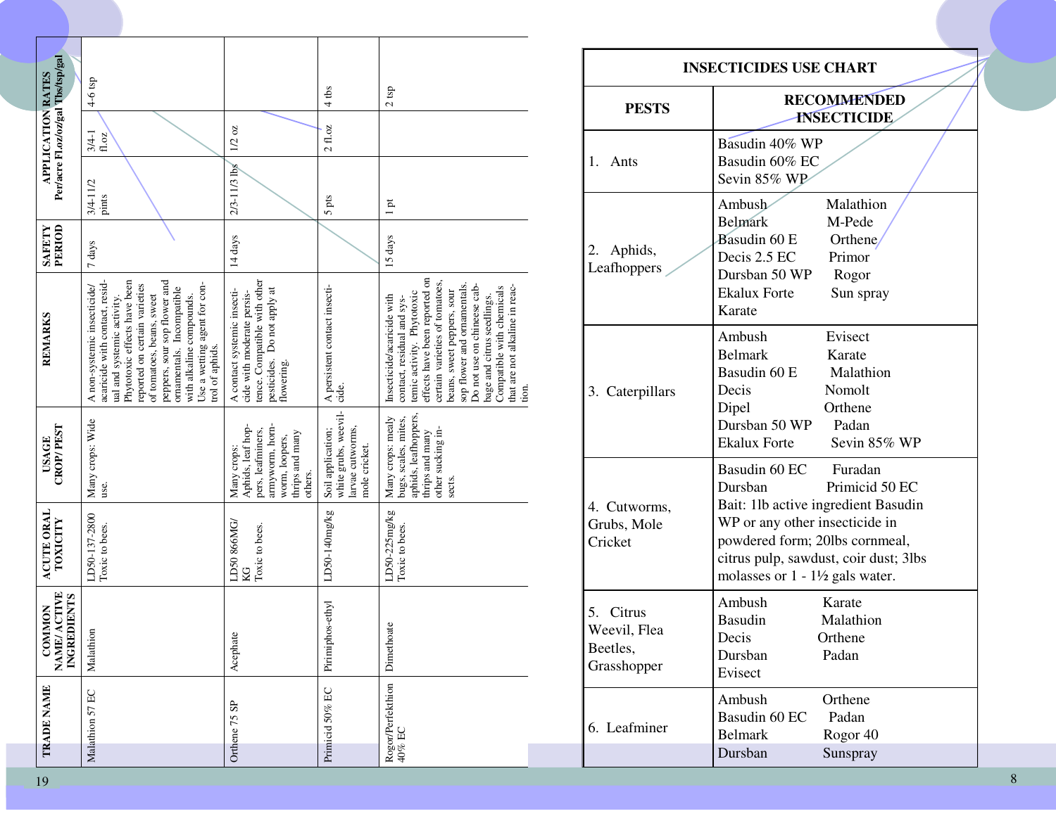| TRADE NAME | COMMON NAME/ ACTIVE INGREDIENTS | ACUTE ORAL TOXICITY | USAGE CROP/ PEST | REMARKS | SAFETY PERIOD | APPLICATION RATES Per/acre Fl.oz/oz/gal Tbs/tsp/gal | | |
|---|---|---|---|---|---|---|---|---|
| Malathion 57 EC | Malathion | LD50-137-2800 Toxic to bees. | Many crops: Wide use. | A non-systemic insecticide/ acaricide with contact, residual and systemic activity. Phytotoxic effects have been reported on certain varieties of tomatoes, beans, sweet peppers, sour sop flower and ornamentals. Incompatible with alkaline compounds. Use a wetting agent for control of aphids. | 7 days | 3/4-1 1/2 pints | 3/4-1 fl.oz | 4-6 tsp |
| Orthene 75 SP | Acephate | LD50 866MG/ KG Toxic to bees. | Many crops: Aphids, leaf hoppers, leafminers, armyworm, hornworm, loopers, thrips and many others. | A contact systemic insecticide with moderate persistence. Compatible with other pesticides. Do not apply at flowering. | 14 days | 2/3-1 1/3 lbs | 1/2 oz | |
| Primicid 50% EC | Pirimiphos-ethyl | LD50-140mg/kg | Soil application; white grubs, weevil-larvae cutworms, mole cricket. | A persistent contact insecticide. | | 5 pts | 2 fl.oz | 4 tbs |
| Rogor/Perfekthion 40% EC | Dimethoate | LD50-225mg/kg Toxic to bees. | Many crops: mealy bugs, scales, mites, aphids, leafhoppers, thrips and many other sucking insects. | Insecticide/acaricide with contact, residual and systemic activity. Phytotoxic effects have been reported on certain varieties of tomatoes, beans, sweet peppers, sour sop flower and ornamentals. Do not use on chinese cabbage and citrus seedlings. Compatible with chemicals that are not alkaline in reaction. | 15 days | 1 pt | | 2 tsp |

## INSECTICIDES USE CHART

| PESTS | RECOMMENDED INSECTICIDE |
|---|---|
| 1. Ants | Basudin 40% WP<br>Basudin 60% EC<br>Sevin 85% WP |
| 2. Aphids, Leafhoppers | Ambush, Belmark, Basudin 60 E, Decis 2.5 EC, Dursban 50 WP, Ekalux Forte, Karate, Malathion, M-Pede, Orthene, Primor, Rogor, Sun spray |
| 3. Caterpillars | Ambush, Belmark, Basudin 60 E, Decis, Dipel, Dursban 50 WP, Ekalux Forte, Evisect, Karate, Malathion, Nomolt, Orthene, Padan, Sevin 85% WP |
| 4. Cutworms, Grubs, Mole Cricket | Basudin 60 EC, Dursban, Furadan, Primicid 50 EC<br>Bait: 1lb active ingredient Basudin WP or any other insecticide in powdered form; 20lbs cornmeal, citrus pulp, sawdust, coir dust; 3lbs molasses or 1 - 1½ gals water. |
| 5. Citrus Weevil, Flea Beetles, Grasshopper | Ambush, Basudin, Decis, Dursban, Evisect, Karate, Malathion, Orthene, Padan |
| 6. Leafminer | Ambush, Basudin 60 EC, Belmark, Dursban, Orthene, Padan, Rogor 40, Sunspray |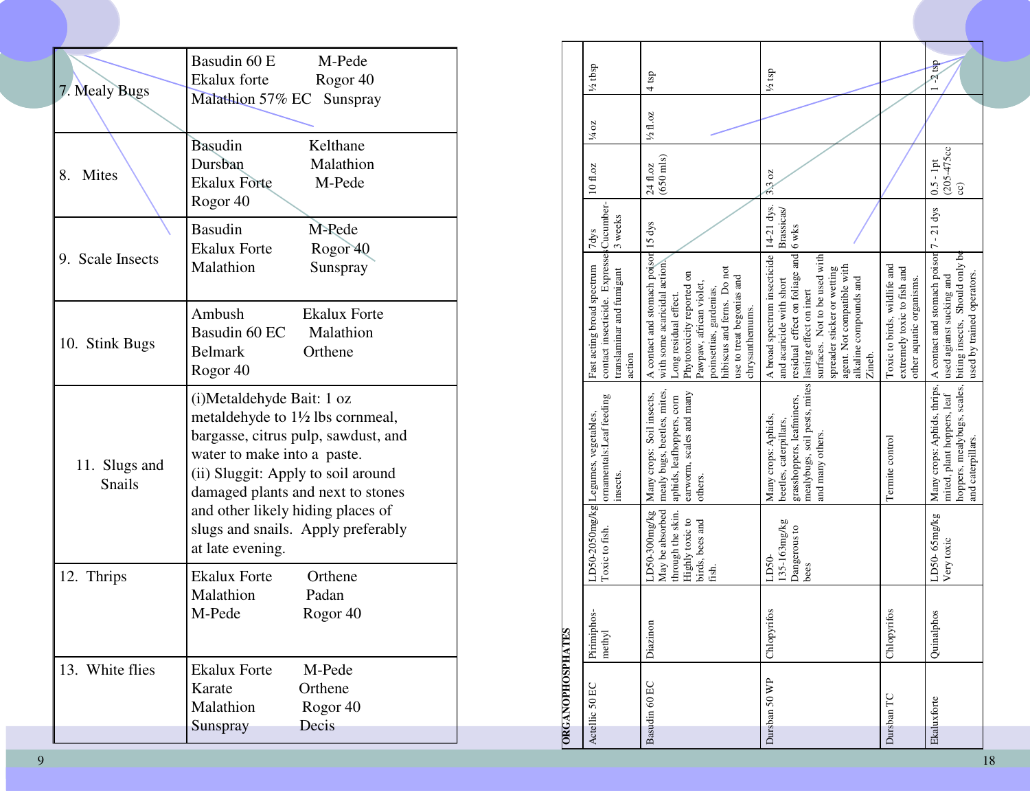| Pest | Recommended Pesticides | |
|---|---|---|
| 7. Mealy Bugs | Basudin 60 E | M-Pede |
| | Ekalux forte | Rogor 40 |
| | Malathion 57% EC | Sunspray |
| 8. Mites | Basudin | Kelthane |
| | Dursban | Malathion |
| | Ekalux Forte | M-Pede |
| | Rogor 40 | |
| 9. Scale Insects | Basudin | M-Pede |
| | Ekalux Forte | Rogor 40 |
| | Malathion | Sunspray |
| 10. Stink Bugs | Ambush | Ekalux Forte |
| | Basudin 60 EC | Malathion |
| | Belmark | Orthene |
| | Rogor 40 | |
| 11. Slugs and Snails | (i)Metaldehyde Bait: 1 oz metaldehyde to 1½ lbs cornmeal, bargasse, citrus pulp, sawdust, and water to make into a paste. (ii) Sluggit: Apply to soil around damaged plants and next to stones and other likely hiding places of slugs and snails. Apply preferably at late evening. | |
| 12. Thrips | Ekalux Forte | Orthene |
| | Malathion | Padan |
| | M-Pede | Rogor 40 |
| 13. White flies | Ekalux Forte | M-Pede |
| | Karate | Orthene |
| | Malathion | Rogor 40 |
| | Sunspray | Decis |

**ORGANOPHOSPHATES**

| | | | | | | | | |
|---|---|---|---|---|---|---|---|---|
| Actellic 50 EC | Pirimiphos-methyl | LD50-2050mg/kg Toxic to fish. | Legumes, vegetables, ornamentals:Leaf feeding insects. | Fast acting broad spectrum contact insecticide. Expresses translaminar and fumigant action | 7dys Cucumber-3 weeks | 10 fl.oz | ¼ oz | ½ tsp |
| Basudin 60 EC | Diazinon | LD50-300mg/kg May be absorbed through the skin. Highly toxic to birds, bees and fish. | Many crops: Soil insects, mealy bugs, beetles, mites, aphids, leafhoppers, corn earworm, scales and many others. | A contact and stomach poison with some acaricidal action. Long residual effect. Phytotoxicity reported on Pawpaw, african violet, poinsettias, gardenias, hibiscus and ferns. Do not use to treat begonias and chrysanthemums. | 15 dys | 24 fl.oz (650 mls) | ½ fl.oz | 4 tsp |
| Dursban 50 WP | Chlopyrifos | LD50-135-163mg/kg Dangerous to bees | Many crops: Aphids, beetles, caterpillars, grasshoppers, leafminers, mealybugs, soil pests, mites and many others. | A broad spectrum insecticide and acaricide with short residual effect on foliage and lasting effect on inert surfaces. Not to be used with spreader sticker or wetting agent. Not compatible with alkaline compounds and Zineb. | 14-21 dys. Brassicas/ 6 wks | 3.3 oz | | ½ tsp |
| Dursban TC | Chlopyrifos | | Termite control | Toxic to birds, wildlife and extremely toxic to fish and other aquatic organisms. | | | | |
| Ekaluxforte | Quinalphos | LD50- 65mg/kg Very toxic | Many crops: Aphids, thrips, mited, plant hoppers, leaf hoppers, mealybugs, scales, and caterpillars. | A contact and stomach poison used agianst sucking and biting insects, Should only be used by trained operators. | 7 - 21 dys | 0.5 - 1pt (205-475cc cc) | | 1 -2 tsp |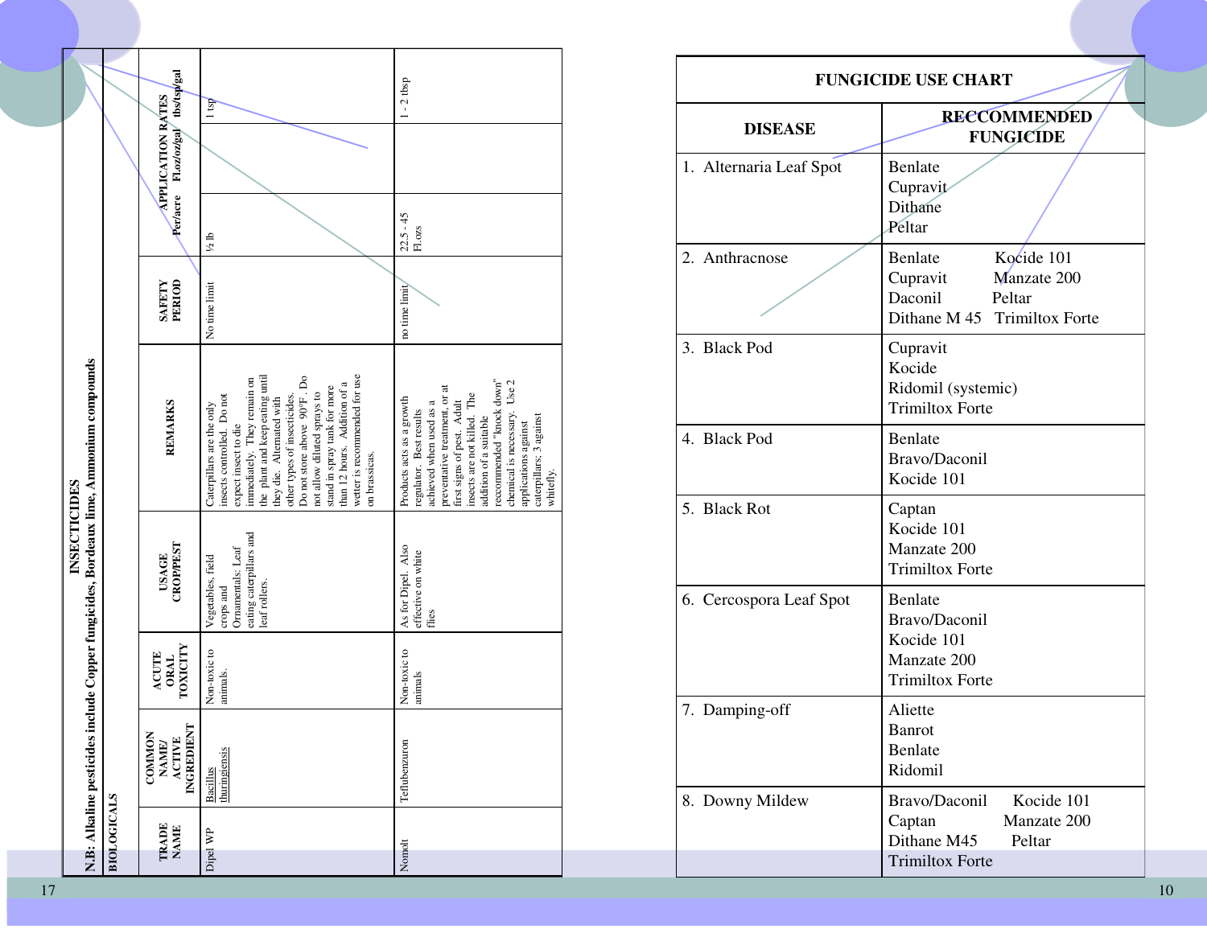# INSECTICIDES

**N.B: Alkaline pesticides include Copper fungicides, Bordeaux lime, Ammonium compounds**

**BIOLOGICALS**

| TRADE NAME | COMMON NAME/ ACTIVE INGREDIENT | ACUTE ORAL TOXICITY | USAGE CROP/PEST | REMARKS | SAFETY PERIOD | APPLICATION RATES Per/acre | Fl.oz/oz/gal | tbs/tsp/gal |
|---|---|---|---|---|---|---|---|---|
| Dipel WP | *Bacillus thuringiensis* | Non-toxic to animals. | Vegetables, field crops and Ornamentals: Leaf eating caterpillars and leaf rollers. | Caterpillars are the only insects controlled. Do not expect insect to die immediately. They remain on the plant and keep eating until they die. Alternated with other types of insecticides. Do not store above 90°F. Do not allow diluted sprays to stand in spray tank for more than 12 hours. Addition of a wetter is recommended for use on brassicas. | No time limit | ½ lb | | 1 tsp |
| Nomolt | Teflubenzuron | Non-toxic to animals | As for Dipel. Also effective on white flies | Products acts as a growth regulator. Best results achieved when used as a preventative treatment, or at first signs of pest. Adult insects are not killed. The addition of a suitable reccommended "knock down" chemical is necessary. Use 2 applications against caterpillars; 3 against whitefly. | no time limit | 22.5 - 45 Fl.ozs | | 1 - 2 tbsp |

# FUNGICIDE USE CHART

| DISEASE | RECCOMMENDED FUNGICIDE |
|---|---|
| 1. Alternaria Leaf Spot | Benlate<br>Cupravit<br>Dithane<br>Peltar |
| 2. Anthracnose | Benlate<br>Cupravit<br>Daconil<br>Dithane M 45<br>Kocide 101<br>Manzate 200<br>Peltar<br>Trimiltox Forte |
| 3. Black Pod | Cupravit<br>Kocide<br>Ridomil (systemic)<br>Trimiltox Forte |
| 4. Black Pod | Benlate<br>Bravo/Daconil<br>Kocide 101 |
| 5. Black Rot | Captan<br>Kocide 101<br>Manzate 200<br>Trimiltox Forte |
| 6. Cercospora Leaf Spot | Benlate<br>Bravo/Daconil<br>Kocide 101<br>Manzate 200<br>Trimiltox Forte |
| 7. Damping-off | Aliette<br>Banrot<br>Benlate<br>Ridomil |
| 8. Downy Mildew | Bravo/Daconil<br>Captan<br>Dithane M45<br>Trimiltox Forte<br>Kocide 101<br>Manzate 200<br>Peltar |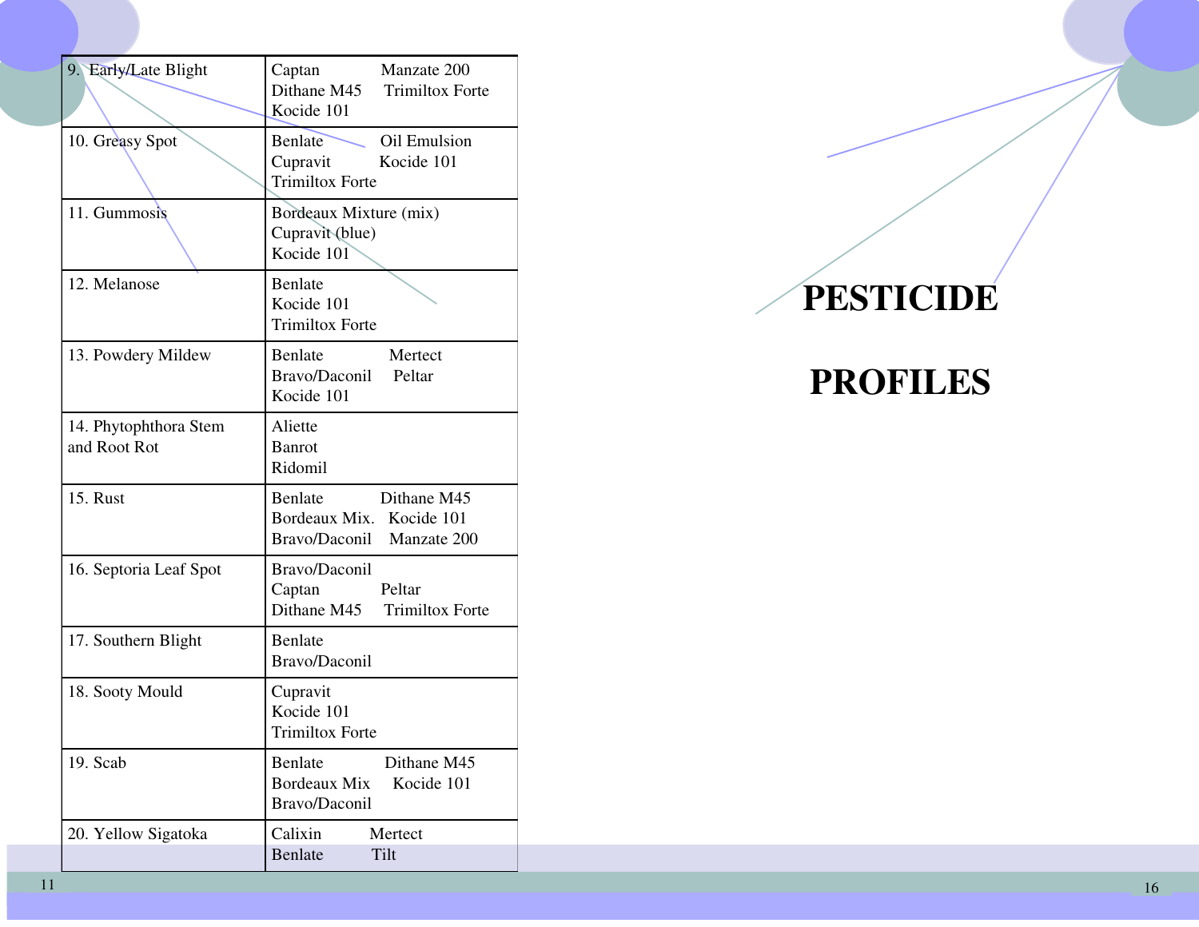| | |
|---|---|
| 9. Early/Late Blight | Captan Manzate 200 Dithane M45 Trimiltox Forte Kocide 101 |
| 10. Greasy Spot | Benlate Oil Emulsion Cupravit Kocide 101 Trimiltox Forte |
| 11. Gummosis | Bordeaux Mixture (mix) Cupravit (blue) Kocide 101 |
| 12. Melanose | Benlate Kocide 101 Trimiltox Forte |
| 13. Powdery Mildew | Benlate Mertect Bravo/Daconil Peltar Kocide 101 |
| 14. Phytophthora Stem and Root Rot | Aliette Banrot Ridomil |
| 15. Rust | Benlate Dithane M45 Bordeaux Mix. Kocide 101 Bravo/Daconil Manzate 200 |
| 16. Septoria Leaf Spot | Bravo/Daconil Captan Peltar Dithane M45 Trimiltox Forte |
| 17. Southern Blight | Benlate Bravo/Daconil |
| 18. Sooty Mould | Cupravit Kocide 101 Trimiltox Forte |
| 19. Scab | Benlate Dithane M45 Bordeaux Mix Kocide 101 Bravo/Daconil |
| 20. Yellow Sigatoka | Calixin Mertect Benlate Tilt |

# PESTICIDE PROFILES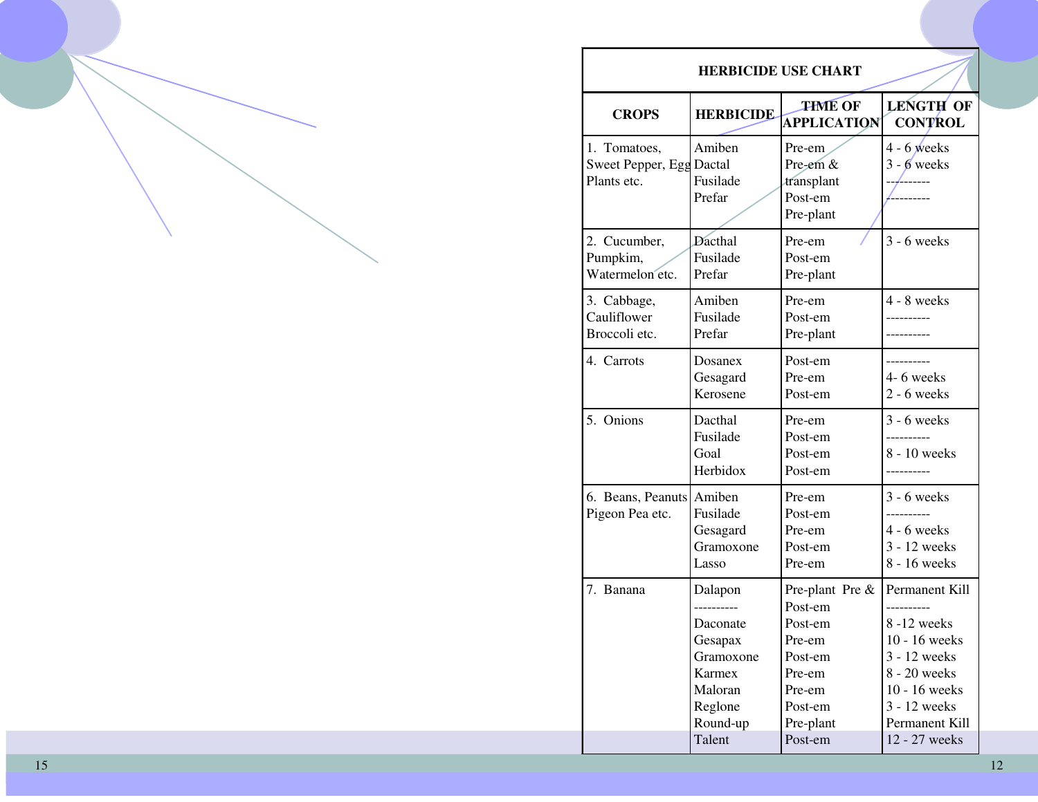| HERBICIDE USE CHART | | | |
|---|---|---|---|
| **CROPS** | **HERBICIDE** | **TIME OF APPLICATION** | **LENGTH OF CONTROL** |
| 1. Tomatoes, Sweet Pepper, Egg Plants etc. | Amiben<br>Dactal<br>Fusilade<br>Prefar | Pre-em<br>Pre-em & transplant<br>Post-em<br>Pre-plant | 4 - 6 weeks<br>3 - 6 weeks<br>----------<br>---------- |
| 2. Cucumber, Pumpkim, Watermelon etc. | Dacthal<br>Fusilade<br>Prefar | Pre-em<br>Post-em<br>Pre-plant | 3 - 6 weeks |
| 3. Cabbage, Cauliflower Broccoli etc. | Amiben<br>Fusilade<br>Prefar | Pre-em<br>Post-em<br>Pre-plant | 4 - 8 weeks<br>----------<br>---------- |
| 4. Carrots | Dosanex<br>Gesagard<br>Kerosene | Post-em<br>Pre-em<br>Post-em | ----------<br>4- 6 weeks<br>2 - 6 weeks |
| 5. Onions | Dacthal<br>Fusilade<br>Goal<br>Herbidox | Pre-em<br>Post-em<br>Post-em<br>Post-em | 3 - 6 weeks<br>----------<br>8 - 10 weeks<br>---------- |
| 6. Beans, Peanuts Pigeon Pea etc. | Amiben<br>Fusilade<br>Gesagard<br>Gramoxone<br>Lasso | Pre-em<br>Post-em<br>Pre-em<br>Post-em<br>Pre-em | 3 - 6 weeks<br>----------<br>4 - 6 weeks<br>3 - 12 weeks<br>8 - 16 weeks |
| 7. Banana | Dalapon<br>----------<br>Daconate<br>Gesapax<br>Gramoxone<br>Karmex<br>Maloran<br>Reglone<br>Round-up<br>Talent | Pre-plant Pre & Post-em<br>Post-em<br>Pre-em<br>Post-em<br>Pre-em<br>Pre-em<br>Post-em<br>Pre-plant<br>Post-em | Permanent Kill<br>----------<br>8 -12 weeks<br>10 - 16 weeks<br>3 - 12 weeks<br>8 - 20 weeks<br>10 - 16 weeks<br>3 - 12 weeks<br>Permanent Kill<br>12 - 27 weeks |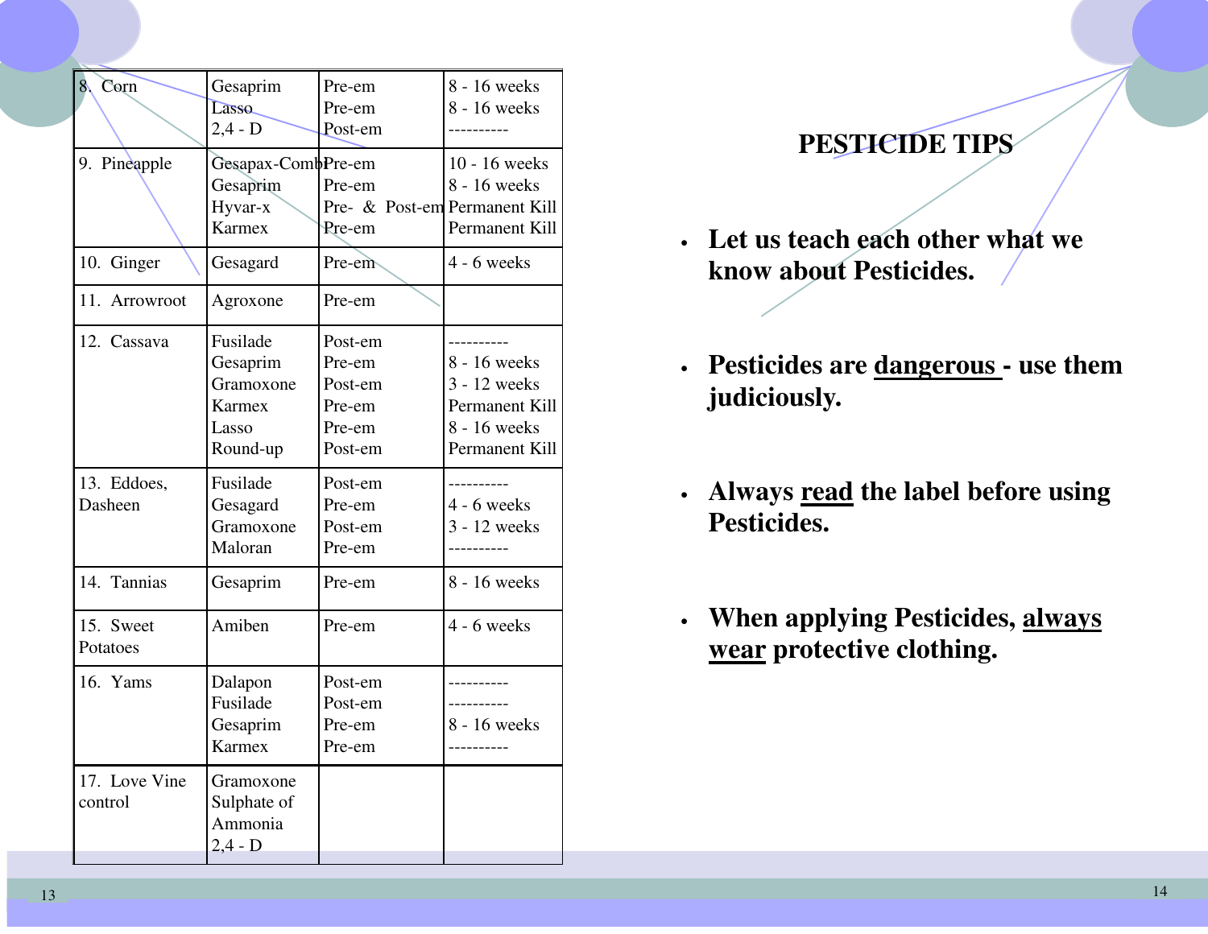| | | | |
|---|---|---|---|
| 8. Corn | Gesaprim<br>Lasso<br>2,4 - D | Pre-em<br>Pre-em<br>Post-em | 8 - 16 weeks<br>8 - 16 weeks<br>---------- |
| 9. Pineapple | Gesapax-Comb<br>Gesaprim<br>Hyvar-x<br>Karmex | Pre-em<br>Pre-em<br>Pre- & Post-em<br>Pre-em | 10 - 16 weeks<br>8 - 16 weeks<br>Permanent Kill<br>Permanent Kill |
| 10. Ginger | Gesagard | Pre-em | 4 - 6 weeks |
| 11. Arrowroot | Agroxone | Pre-em | |
| 12. Cassava | Fusilade<br>Gesaprim<br>Gramoxone<br>Karmex<br>Lasso<br>Round-up | Post-em<br>Pre-em<br>Post-em<br>Pre-em<br>Pre-em<br>Post-em | ----------<br>8 - 16 weeks<br>3 - 12 weeks<br>Permanent Kill<br>8 - 16 weeks<br>Permanent Kill |
| 13. Eddoes, Dasheen | Fusilade<br>Gesagard<br>Gramoxone<br>Maloran | Post-em<br>Pre-em<br>Post-em<br>Pre-em | ----------<br>4 - 6 weeks<br>3 - 12 weeks<br>---------- |
| 14. Tannias | Gesaprim | Pre-em | 8 - 16 weeks |
| 15. Sweet Potatoes | Amiben | Pre-em | 4 - 6 weeks |
| 16. Yams | Dalapon<br>Fusilade<br>Gesaprim<br>Karmex | Post-em<br>Post-em<br>Pre-em<br>Pre-em | ----------<br>----------<br>8 - 16 weeks<br>---------- |
| 17. Love Vine control | Gramoxone<br>Sulphate of Ammonia<br>2,4 - D | | |

## PESTICIDE TIPS

- **Let us teach each other what we know about Pesticides.**
- **Pesticides are dangerous - use them judiciously.**
- **Always read the label before using Pesticides.**
- **When applying Pesticides, always wear protective clothing.**